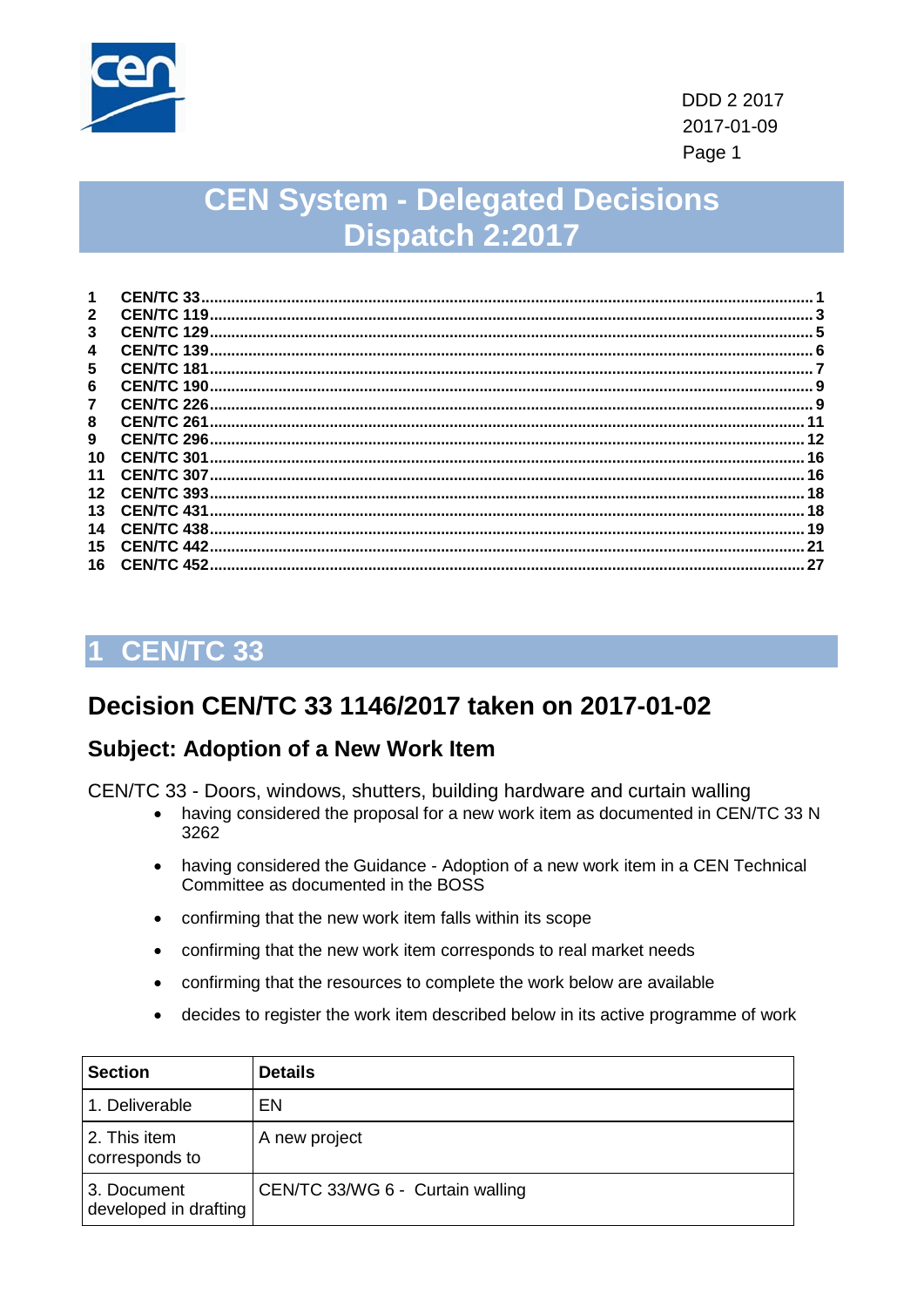DDD 2 2017
2017-01-09

# CEN System - Delegated Decisions Dispatch 2:2017

| | | |
|---|---|---|
| 1 | CEN/TC 33 | 1 |
| 2 | CEN/TC 119 | 3 |
| 3 | CEN/TC 129 | 5 |
| 4 | CEN/TC 139 | 6 |
| 5 | CEN/TC 181 | 7 |
| 6 | CEN/TC 190 | 9 |
| 7 | CEN/TC 226 | 9 |
| 8 | CEN/TC 261 | 11 |
| 9 | CEN/TC 296 | 12 |
| 10 | CEN/TC 301 | 16 |
| 11 | CEN/TC 307 | 16 |
| 12 | CEN/TC 393 | 18 |
| 13 | CEN/TC 431 | 18 |
| 14 | CEN/TC 438 | 19 |
| 15 | CEN/TC 442 | 21 |
| 16 | CEN/TC 452 | 27 |

# 1 CEN/TC 33

## Decision CEN/TC 33 1146/2017 taken on 2017-01-02

### Subject: Adoption of a New Work Item

CEN/TC 33 - Doors, windows, shutters, building hardware and curtain walling

- having considered the proposal for a new work item as documented in CEN/TC 33 N 3262
- having considered the Guidance - Adoption of a new work item in a CEN Technical Committee as documented in the BOSS
- confirming that the new work item falls within its scope
- confirming that the new work item corresponds to real market needs
- confirming that the resources to complete the work below are available
- decides to register the work item described below in its active programme of work

| Section | Details |
|---|---|
| 1. Deliverable | EN |
| 2. This item corresponds to | A new project |
| 3. Document developed in drafting | CEN/TC 33/WG 6 - Curtain walling |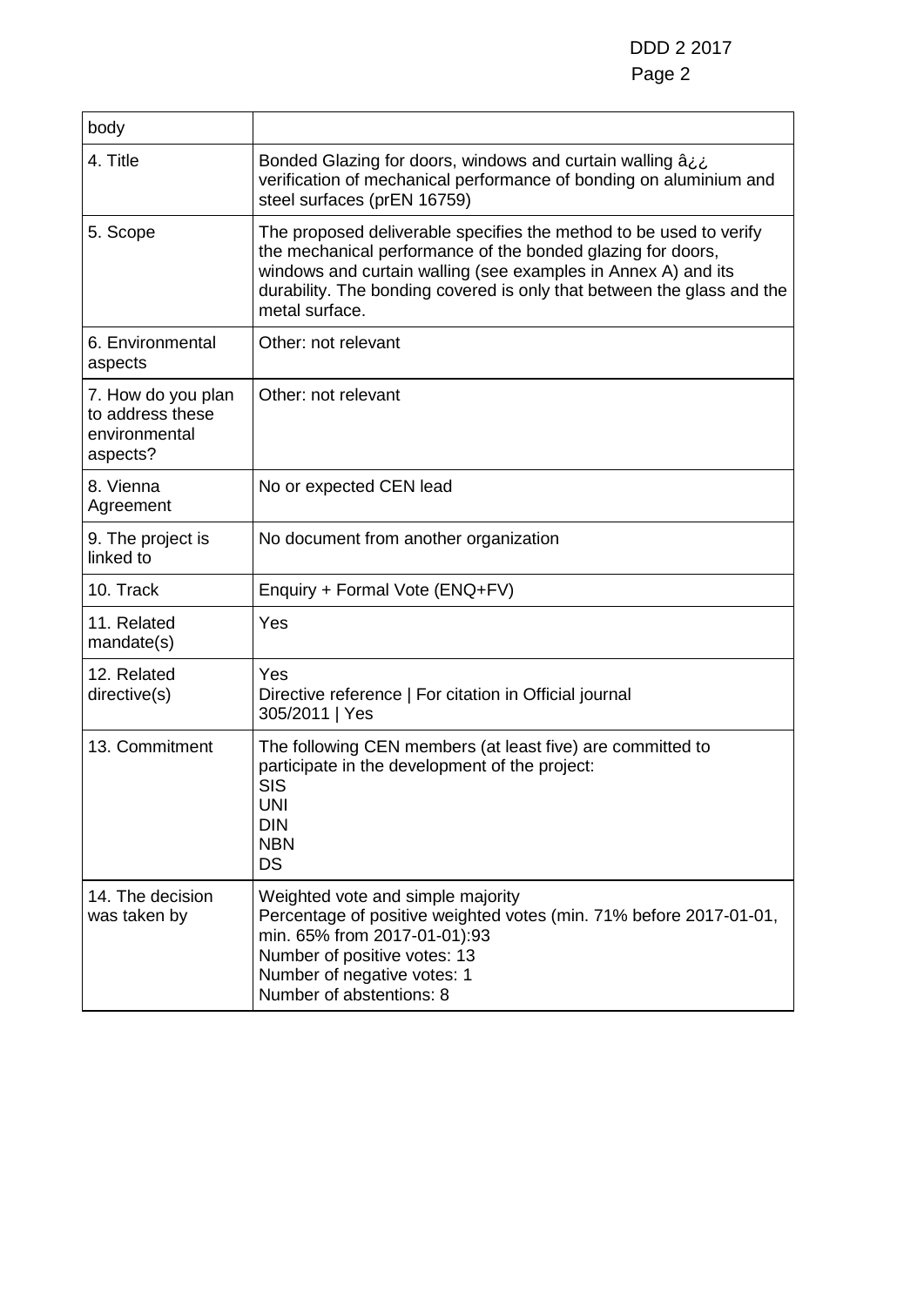| body | |
|---|---|
| 4. Title | Bonded Glazing for doors, windows and curtain walling â¿¿ verification of mechanical performance of bonding on aluminium and steel surfaces (prEN 16759) |
| 5. Scope | The proposed deliverable specifies the method to be used to verify the mechanical performance of the bonded glazing for doors, windows and curtain walling (see examples in Annex A) and its durability. The bonding covered is only that between the glass and the metal surface. |
| 6. Environmental aspects | Other: not relevant |
| 7. How do you plan to address these environmental aspects? | Other: not relevant |
| 8. Vienna Agreement | No or expected CEN lead |
| 9. The project is linked to | No document from another organization |
| 10. Track | Enquiry + Formal Vote (ENQ+FV) |
| 11. Related mandate(s) | Yes |
| 12. Related directive(s) | Yes<br>Directive reference \| For citation in Official journal<br>305/2011 \| Yes |
| 13. Commitment | The following CEN members (at least five) are committed to participate in the development of the project:<br>SIS<br>UNI<br>DIN<br>NBN<br>DS |
| 14. The decision was taken by | Weighted vote and simple majority<br>Percentage of positive weighted votes (min. 71% before 2017-01-01, min. 65% from 2017-01-01):93<br>Number of positive votes: 13<br>Number of negative votes: 1<br>Number of abstentions: 8 |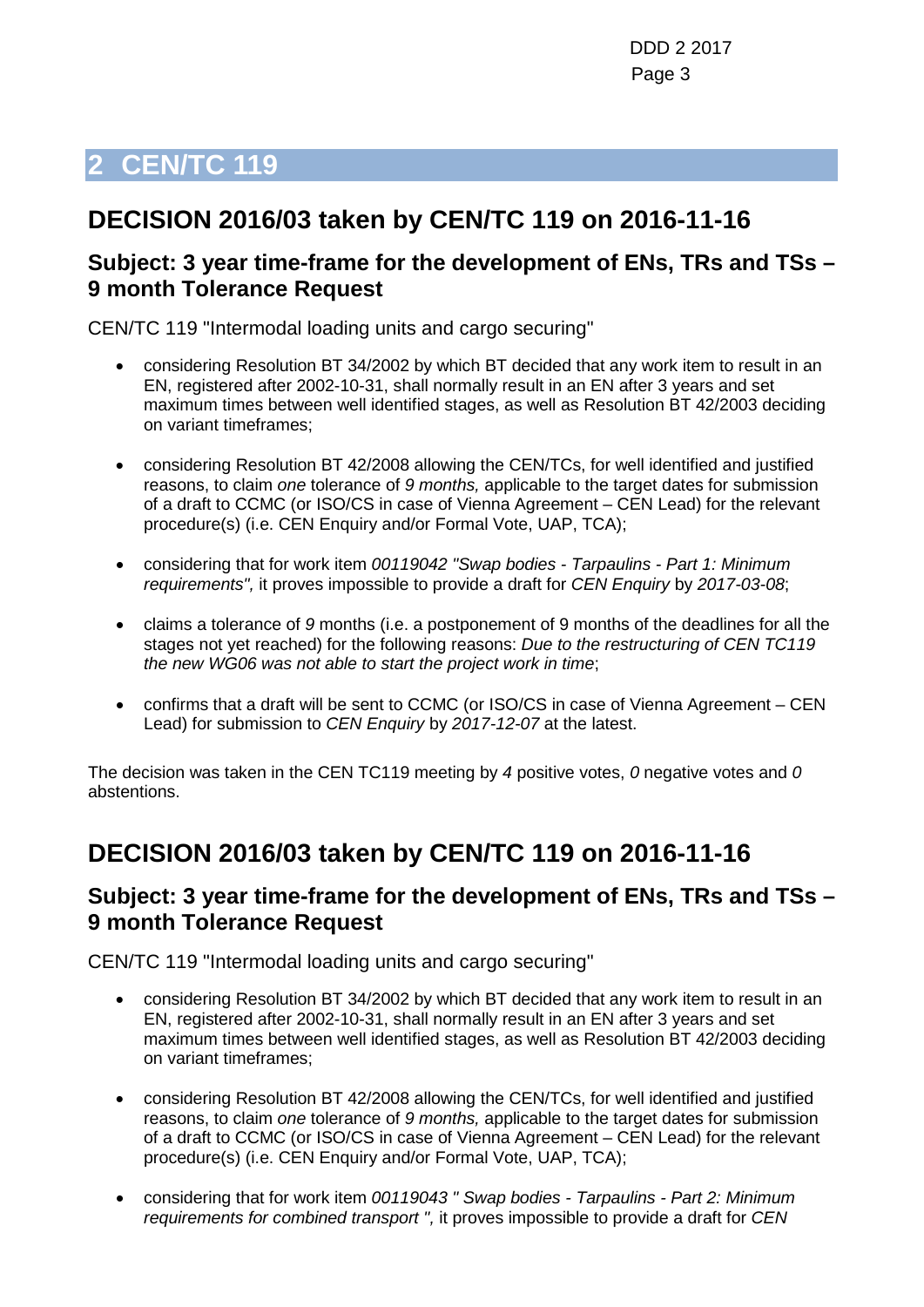# 2 CEN/TC 119

## DECISION 2016/03 taken by CEN/TC 119 on 2016-11-16

### Subject: 3 year time-frame for the development of ENs, TRs and TSs – 9 month Tolerance Request

CEN/TC 119 "Intermodal loading units and cargo securing"

- considering Resolution BT 34/2002 by which BT decided that any work item to result in an EN, registered after 2002-10-31, shall normally result in an EN after 3 years and set maximum times between well identified stages, as well as Resolution BT 42/2003 deciding on variant timeframes;

- considering Resolution BT 42/2008 allowing the CEN/TCs, for well identified and justified reasons, to claim *one* tolerance of *9 months,* applicable to the target dates for submission of a draft to CCMC (or ISO/CS in case of Vienna Agreement – CEN Lead) for the relevant procedure(s) (i.e. CEN Enquiry and/or Formal Vote, UAP, TCA);

- considering that for work item *00119042 "Swap bodies - Tarpaulins - Part 1: Minimum requirements",* it proves impossible to provide a draft for *CEN Enquiry* by *2017-03-08*;

- claims a tolerance of *9* months (i.e. a postponement of 9 months of the deadlines for all the stages not yet reached) for the following reasons: *Due to the restructuring of CEN TC119 the new WG06 was not able to start the project work in time*;

- confirms that a draft will be sent to CCMC (or ISO/CS in case of Vienna Agreement – CEN Lead) for submission to *CEN Enquiry* by *2017-12-07* at the latest.

The decision was taken in the CEN TC119 meeting by *4* positive votes, *0* negative votes and *0* abstentions.

## DECISION 2016/03 taken by CEN/TC 119 on 2016-11-16

### Subject: 3 year time-frame for the development of ENs, TRs and TSs – 9 month Tolerance Request

CEN/TC 119 "Intermodal loading units and cargo securing"

- considering Resolution BT 34/2002 by which BT decided that any work item to result in an EN, registered after 2002-10-31, shall normally result in an EN after 3 years and set maximum times between well identified stages, as well as Resolution BT 42/2003 deciding on variant timeframes;

- considering Resolution BT 42/2008 allowing the CEN/TCs, for well identified and justified reasons, to claim *one* tolerance of *9 months,* applicable to the target dates for submission of a draft to CCMC (or ISO/CS in case of Vienna Agreement – CEN Lead) for the relevant procedure(s) (i.e. CEN Enquiry and/or Formal Vote, UAP, TCA);

- considering that for work item *00119043 " Swap bodies - Tarpaulins - Part 2: Minimum requirements for combined transport ",* it proves impossible to provide a draft for *CEN*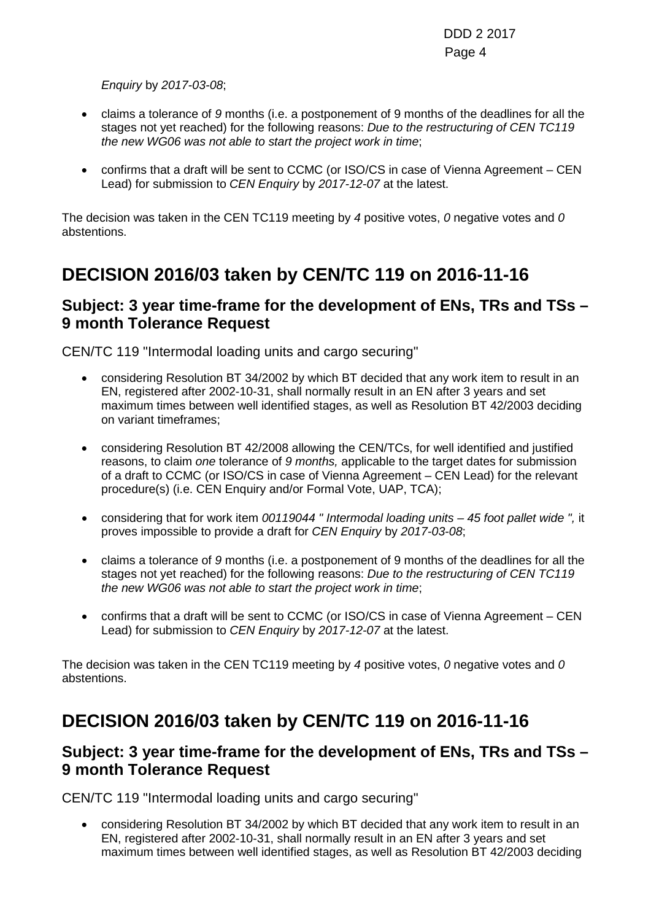*Enquiry* by *2017-03-08*;

- claims a tolerance of *9* months (i.e. a postponement of 9 months of the deadlines for all the stages not yet reached) for the following reasons: *Due to the restructuring of CEN TC119 the new WG06 was not able to start the project work in time*;
- confirms that a draft will be sent to CCMC (or ISO/CS in case of Vienna Agreement – CEN Lead) for submission to *CEN Enquiry* by *2017-12-07* at the latest.

The decision was taken in the CEN TC119 meeting by *4* positive votes, *0* negative votes and *0* abstentions.

# DECISION 2016/03 taken by CEN/TC 119 on 2016-11-16

## Subject: 3 year time-frame for the development of ENs, TRs and TSs – 9 month Tolerance Request

CEN/TC 119 "Intermodal loading units and cargo securing"

- considering Resolution BT 34/2002 by which BT decided that any work item to result in an EN, registered after 2002-10-31, shall normally result in an EN after 3 years and set maximum times between well identified stages, as well as Resolution BT 42/2003 deciding on variant timeframes;
- considering Resolution BT 42/2008 allowing the CEN/TCs, for well identified and justified reasons, to claim *one* tolerance of *9 months,* applicable to the target dates for submission of a draft to CCMC (or ISO/CS in case of Vienna Agreement – CEN Lead) for the relevant procedure(s) (i.e. CEN Enquiry and/or Formal Vote, UAP, TCA);
- considering that for work item *00119044 " Intermodal loading units – 45 foot pallet wide ",* it proves impossible to provide a draft for *CEN Enquiry* by *2017-03-08*;
- claims a tolerance of *9* months (i.e. a postponement of 9 months of the deadlines for all the stages not yet reached) for the following reasons: *Due to the restructuring of CEN TC119 the new WG06 was not able to start the project work in time*;
- confirms that a draft will be sent to CCMC (or ISO/CS in case of Vienna Agreement – CEN Lead) for submission to *CEN Enquiry* by *2017-12-07* at the latest.

The decision was taken in the CEN TC119 meeting by *4* positive votes, *0* negative votes and *0* abstentions.

# DECISION 2016/03 taken by CEN/TC 119 on 2016-11-16

## Subject: 3 year time-frame for the development of ENs, TRs and TSs – 9 month Tolerance Request

CEN/TC 119 "Intermodal loading units and cargo securing"

- considering Resolution BT 34/2002 by which BT decided that any work item to result in an EN, registered after 2002-10-31, shall normally result in an EN after 3 years and set maximum times between well identified stages, as well as Resolution BT 42/2003 deciding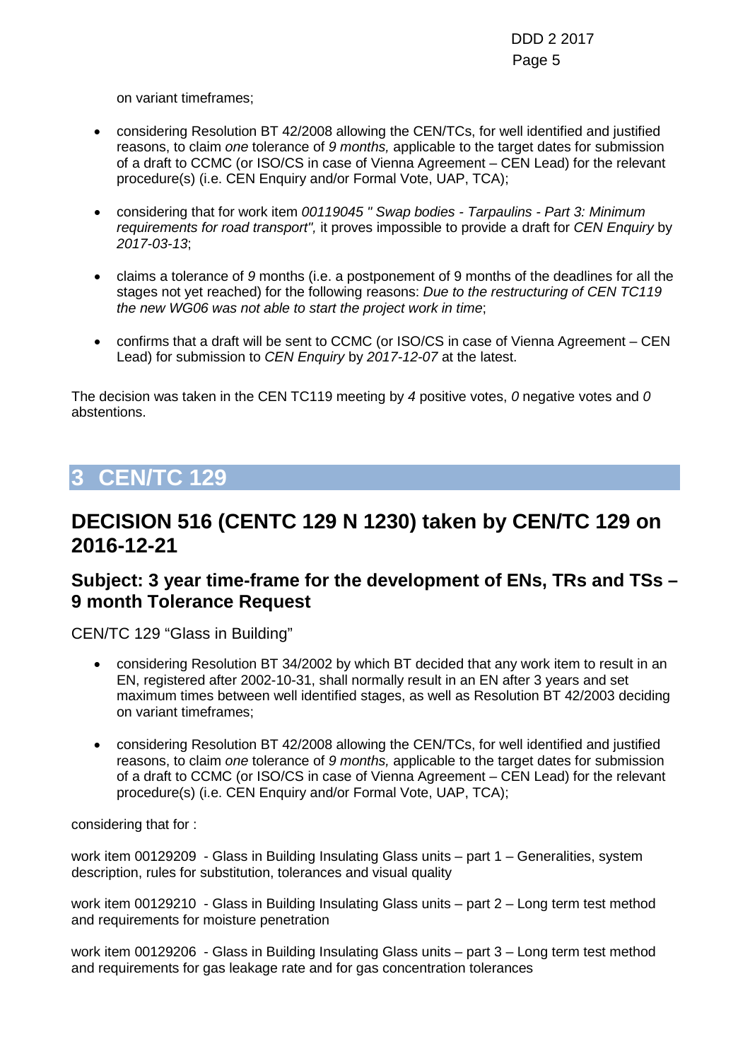on variant timeframes;

- considering Resolution BT 42/2008 allowing the CEN/TCs, for well identified and justified reasons, to claim *one* tolerance of *9 months,* applicable to the target dates for submission of a draft to CCMC (or ISO/CS in case of Vienna Agreement – CEN Lead) for the relevant procedure(s) (i.e. CEN Enquiry and/or Formal Vote, UAP, TCA);

- considering that for work item *00119045 " Swap bodies - Tarpaulins - Part 3: Minimum requirements for road transport",* it proves impossible to provide a draft for *CEN Enquiry* by *2017-03-13*;

- claims a tolerance of *9* months (i.e. a postponement of 9 months of the deadlines for all the stages not yet reached) for the following reasons: *Due to the restructuring of CEN TC119 the new WG06 was not able to start the project work in time*;

- confirms that a draft will be sent to CCMC (or ISO/CS in case of Vienna Agreement – CEN Lead) for submission to *CEN Enquiry* by *2017-12-07* at the latest.

The decision was taken in the CEN TC119 meeting by *4* positive votes, *0* negative votes and *0* abstentions.

# 3 CEN/TC 129

## DECISION 516 (CENTC 129 N 1230) taken by CEN/TC 129 on 2016-12-21

### Subject: 3 year time-frame for the development of ENs, TRs and TSs – 9 month Tolerance Request

CEN/TC 129 “Glass in Building”

- considering Resolution BT 34/2002 by which BT decided that any work item to result in an EN, registered after 2002-10-31, shall normally result in an EN after 3 years and set maximum times between well identified stages, as well as Resolution BT 42/2003 deciding on variant timeframes;

- considering Resolution BT 42/2008 allowing the CEN/TCs, for well identified and justified reasons, to claim *one* tolerance of *9 months,* applicable to the target dates for submission of a draft to CCMC (or ISO/CS in case of Vienna Agreement – CEN Lead) for the relevant procedure(s) (i.e. CEN Enquiry and/or Formal Vote, UAP, TCA);

considering that for :

work item 00129209 - Glass in Building Insulating Glass units – part 1 – Generalities, system description, rules for substitution, tolerances and visual quality

work item 00129210 - Glass in Building Insulating Glass units – part 2 – Long term test method and requirements for moisture penetration

work item 00129206 - Glass in Building Insulating Glass units – part 3 – Long term test method and requirements for gas leakage rate and for gas concentration tolerances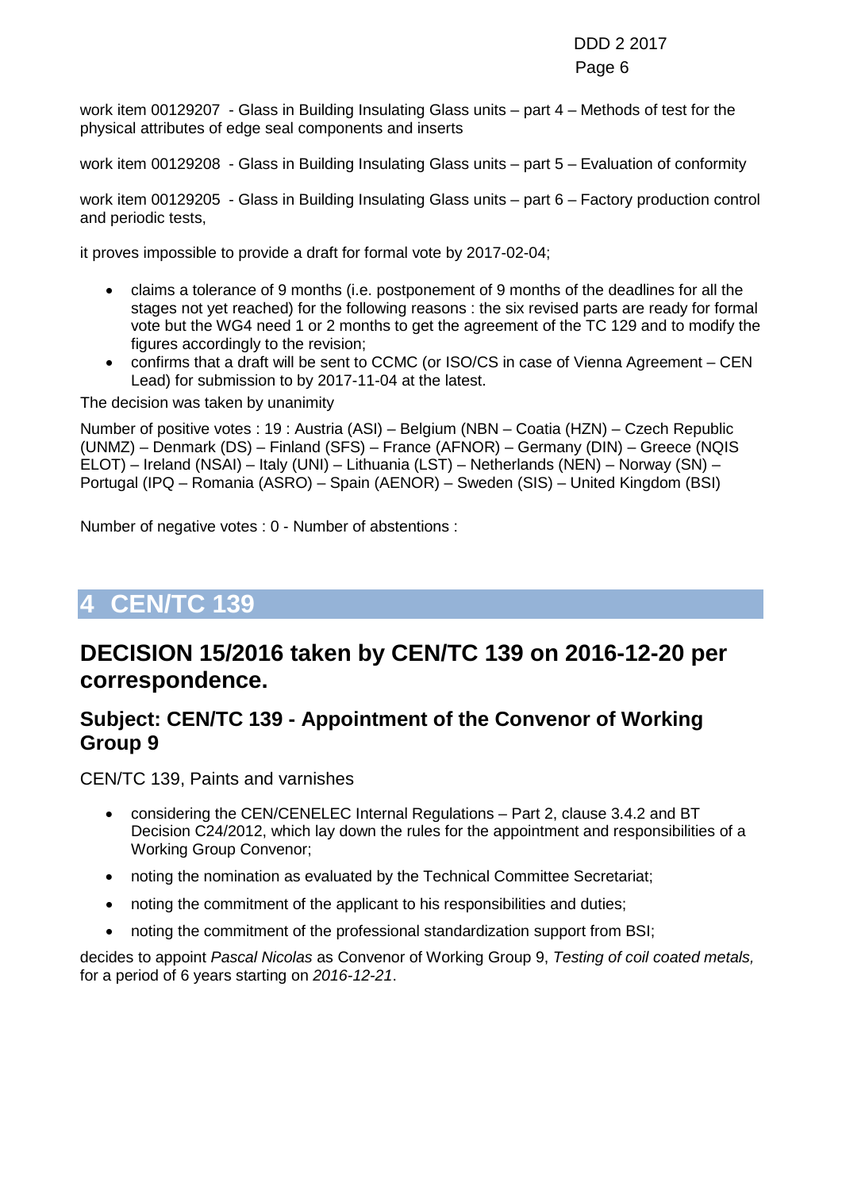work item 00129207 - Glass in Building Insulating Glass units – part 4 – Methods of test for the physical attributes of edge seal components and inserts

work item 00129208 - Glass in Building Insulating Glass units – part 5 – Evaluation of conformity

work item 00129205 - Glass in Building Insulating Glass units – part 6 – Factory production control and periodic tests,

it proves impossible to provide a draft for formal vote by 2017-02-04;

- claims a tolerance of 9 months (i.e. postponement of 9 months of the deadlines for all the stages not yet reached) for the following reasons : the six revised parts are ready for formal vote but the WG4 need 1 or 2 months to get the agreement of the TC 129 and to modify the figures accordingly to the revision;
- confirms that a draft will be sent to CCMC (or ISO/CS in case of Vienna Agreement – CEN Lead) for submission to by 2017-11-04 at the latest.

The decision was taken by unanimity

Number of positive votes : 19 : Austria (ASI) – Belgium (NBN – Coatia (HZN) – Czech Republic (UNMZ) – Denmark (DS) – Finland (SFS) – France (AFNOR) – Germany (DIN) – Greece (NQIS ELOT) – Ireland (NSAI) – Italy (UNI) – Lithuania (LST) – Netherlands (NEN) – Norway (SN) – Portugal (IPQ – Romania (ASRO) – Spain (AENOR) – Sweden (SIS) – United Kingdom (BSI)

Number of negative votes : 0 - Number of abstentions :

# 4 CEN/TC 139

## DECISION 15/2016 taken by CEN/TC 139 on 2016-12-20 per correspondence.

### Subject: CEN/TC 139 - Appointment of the Convenor of Working Group 9

CEN/TC 139, Paints and varnishes

- considering the CEN/CENELEC Internal Regulations – Part 2, clause 3.4.2 and BT Decision C24/2012, which lay down the rules for the appointment and responsibilities of a Working Group Convenor;
- noting the nomination as evaluated by the Technical Committee Secretariat;
- noting the commitment of the applicant to his responsibilities and duties;
- noting the commitment of the professional standardization support from BSI;

decides to appoint *Pascal Nicolas* as Convenor of Working Group 9, *Testing of coil coated metals,* for a period of 6 years starting on *2016-12-21*.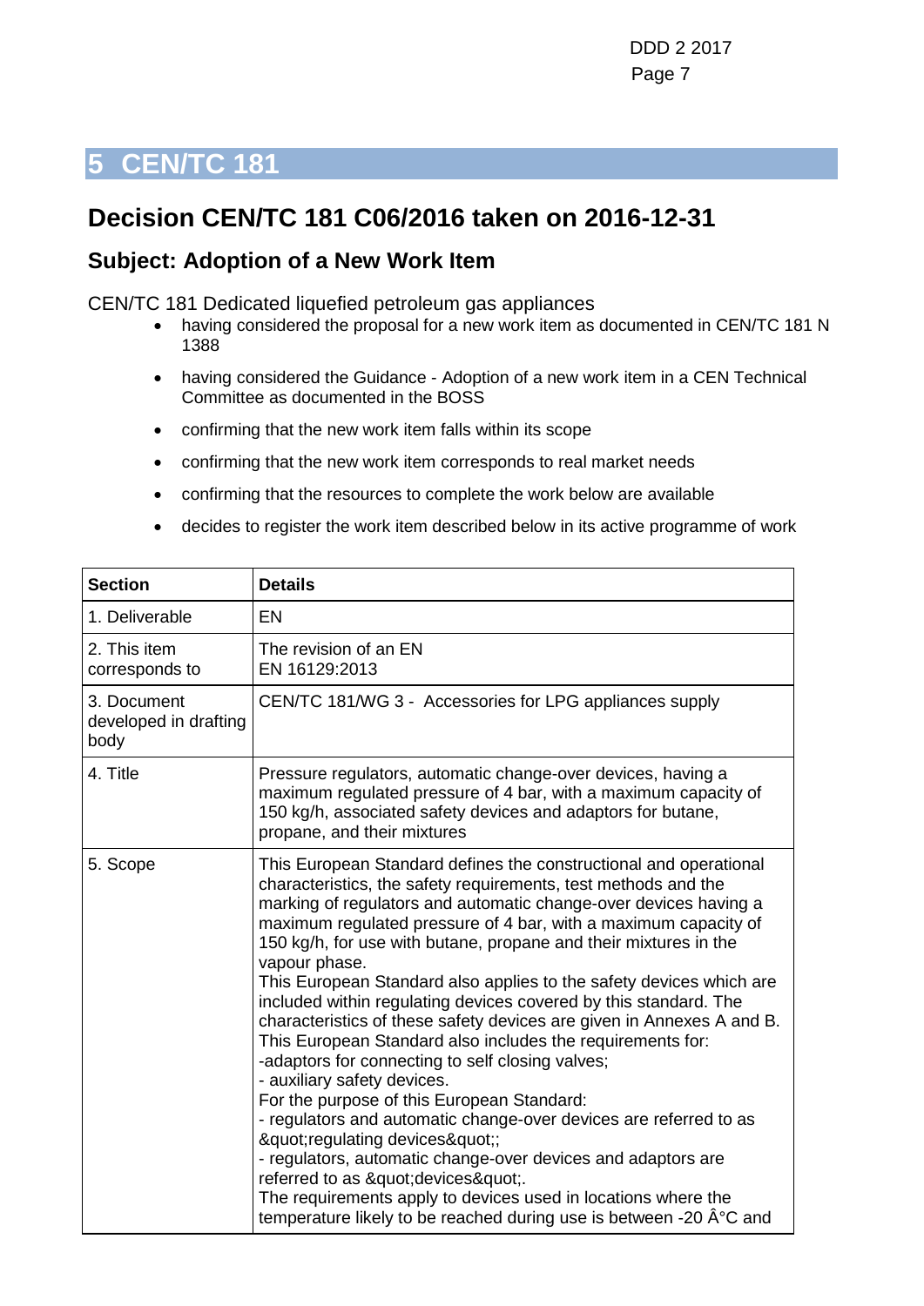# 5 CEN/TC 181

## Decision CEN/TC 181 C06/2016 taken on 2016-12-31

### Subject: Adoption of a New Work Item

CEN/TC 181 Dedicated liquefied petroleum gas appliances

- having considered the proposal for a new work item as documented in CEN/TC 181 N 1388
- having considered the Guidance - Adoption of a new work item in a CEN Technical Committee as documented in the BOSS
- confirming that the new work item falls within its scope
- confirming that the new work item corresponds to real market needs
- confirming that the resources to complete the work below are available
- decides to register the work item described below in its active programme of work

| Section | Details |
|---|---|
| 1. Deliverable | EN |
| 2. This item corresponds to | The revision of an EN<br>EN 16129:2013 |
| 3. Document developed in drafting body | CEN/TC 181/WG 3 - Accessories for LPG appliances supply |
| 4. Title | Pressure regulators, automatic change-over devices, having a maximum regulated pressure of 4 bar, with a maximum capacity of 150 kg/h, associated safety devices and adaptors for butane, propane, and their mixtures |
| 5. Scope | This European Standard defines the constructional and operational characteristics, the safety requirements, test methods and the marking of regulators and automatic change-over devices having a maximum regulated pressure of 4 bar, with a maximum capacity of 150 kg/h, for use with butane, propane and their mixtures in the vapour phase.<br>This European Standard also applies to the safety devices which are included within regulating devices covered by this standard. The characteristics of these safety devices are given in Annexes A and B.<br>This European Standard also includes the requirements for:<br>-adaptors for connecting to self closing valves;<br>- auxiliary safety devices.<br>For the purpose of this European Standard:<br>- regulators and automatic change-over devices are referred to as &quot;regulating devices&quot;;<br>- regulators, automatic change-over devices and adaptors are referred to as &quot;devices&quot;.<br>The requirements apply to devices used in locations where the temperature likely to be reached during use is between -20 Â°C and |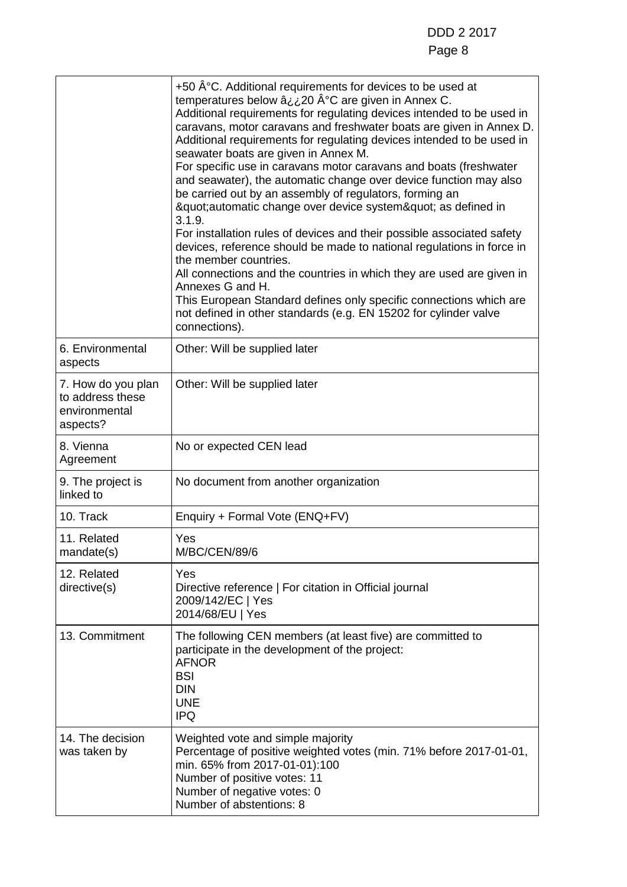|  | +50 Â°C. Additional requirements for devices to be used at temperatures below â¿¿20 Â°C are given in Annex C.<br>Additional requirements for regulating devices intended to be used in caravans, motor caravans and freshwater boats are given in Annex D.<br>Additional requirements for regulating devices intended to be used in seawater boats are given in Annex M.<br>For specific use in caravans motor caravans and boats (freshwater and seawater), the automatic change over device function may also be carried out by an assembly of regulators, forming an &quot;automatic change over device system&quot; as defined in 3.1.9.<br>For installation rules of devices and their possible associated safety devices, reference should be made to national regulations in force in the member countries.<br>All connections and the countries in which they are used are given in Annexes G and H.<br>This European Standard defines only specific connections which are not defined in other standards (e.g. EN 15202 for cylinder valve connections). |
|---|---|
| 6. Environmental aspects | Other: Will be supplied later |
| 7. How do you plan to address these environmental aspects? | Other: Will be supplied later |
| 8. Vienna Agreement | No or expected CEN lead |
| 9. The project is linked to | No document from another organization |
| 10. Track | Enquiry + Formal Vote (ENQ+FV) |
| 11. Related mandate(s) | Yes<br>M/BC/CEN/89/6 |
| 12. Related directive(s) | Yes<br>Directive reference \| For citation in Official journal<br>2009/142/EC \| Yes<br>2014/68/EU \| Yes |
| 13. Commitment | The following CEN members (at least five) are committed to participate in the development of the project:<br>AFNOR<br>BSI<br>DIN<br>UNE<br>IPQ |
| 14. The decision was taken by | Weighted vote and simple majority<br>Percentage of positive weighted votes (min. 71% before 2017-01-01, min. 65% from 2017-01-01):100<br>Number of positive votes: 11<br>Number of negative votes: 0<br>Number of abstentions: 8 |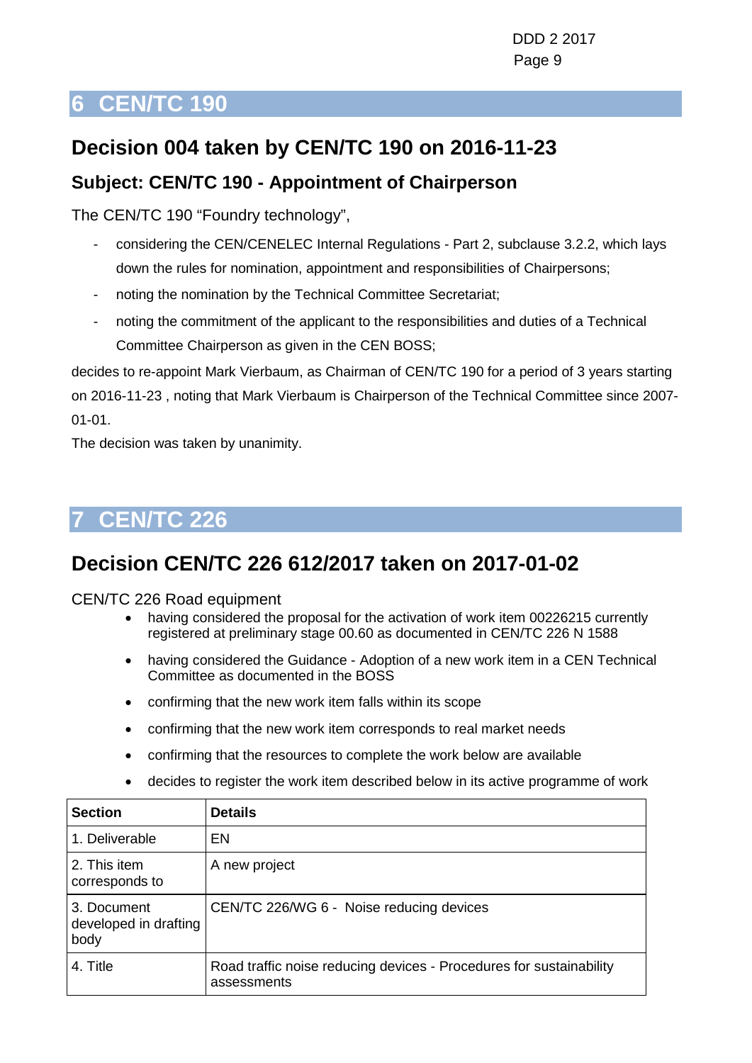# 6 CEN/TC 190

## Decision 004 taken by CEN/TC 190 on 2016-11-23

### Subject: CEN/TC 190 - Appointment of Chairperson

The CEN/TC 190 “Foundry technology”,

- considering the CEN/CENELEC Internal Regulations - Part 2, subclause 3.2.2, which lays down the rules for nomination, appointment and responsibilities of Chairpersons;
- noting the nomination by the Technical Committee Secretariat;
- noting the commitment of the applicant to the responsibilities and duties of a Technical Committee Chairperson as given in the CEN BOSS;

decides to re-appoint Mark Vierbaum, as Chairman of CEN/TC 190 for a period of 3 years starting on 2016-11-23 , noting that Mark Vierbaum is Chairperson of the Technical Committee since 2007-01-01.

The decision was taken by unanimity.

# 7 CEN/TC 226

## Decision CEN/TC 226 612/2017 taken on 2017-01-02

CEN/TC 226 Road equipment

- having considered the proposal for the activation of work item 00226215 currently registered at preliminary stage 00.60 as documented in CEN/TC 226 N 1588
- having considered the Guidance - Adoption of a new work item in a CEN Technical Committee as documented in the BOSS
- confirming that the new work item falls within its scope
- confirming that the new work item corresponds to real market needs
- confirming that the resources to complete the work below are available
- decides to register the work item described below in its active programme of work

| Section | Details |
|---|---|
| 1. Deliverable | EN |
| 2. This item corresponds to | A new project |
| 3. Document developed in drafting body | CEN/TC 226/WG 6 - Noise reducing devices |
| 4. Title | Road traffic noise reducing devices - Procedures for sustainability assessments |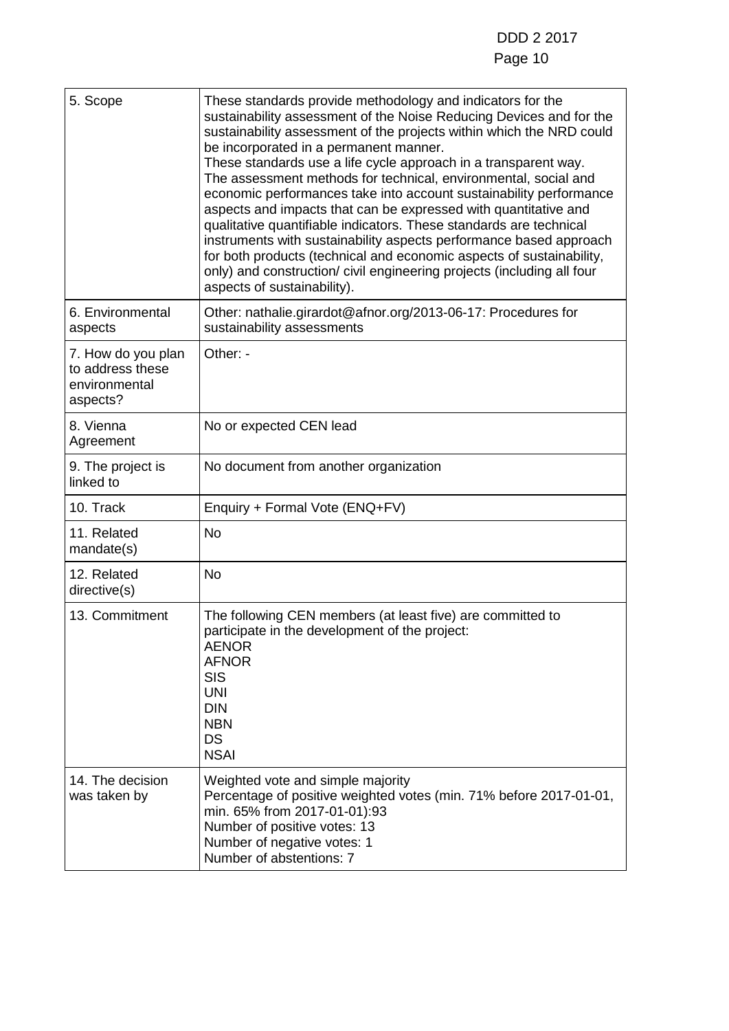| | |
|---|---|
| 5. Scope | These standards provide methodology and indicators for the sustainability assessment of the Noise Reducing Devices and for the sustainability assessment of the projects within which the NRD could be incorporated in a permanent manner.<br>These standards use a life cycle approach in a transparent way. The assessment methods for technical, environmental, social and economic performances take into account sustainability performance aspects and impacts that can be expressed with quantitative and qualitative quantifiable indicators. These standards are technical instruments with sustainability aspects performance based approach for both products (technical and economic aspects of sustainability, only) and construction/ civil engineering projects (including all four aspects of sustainability). |
| 6. Environmental aspects | Other: nathalie.girardot@afnor.org/2013-06-17: Procedures for sustainability assessments |
| 7. How do you plan to address these environmental aspects? | Other: - |
| 8. Vienna Agreement | No or expected CEN lead |
| 9. The project is linked to | No document from another organization |
| 10. Track | Enquiry + Formal Vote (ENQ+FV) |
| 11. Related mandate(s) | No |
| 12. Related directive(s) | No |
| 13. Commitment | The following CEN members (at least five) are committed to participate in the development of the project:<br>AENOR<br>AFNOR<br>SIS<br>UNI<br>DIN<br>NBN<br>DS<br>NSAI |
| 14. The decision was taken by | Weighted vote and simple majority<br>Percentage of positive weighted votes (min. 71% before 2017-01-01, min. 65% from 2017-01-01):93<br>Number of positive votes: 13<br>Number of negative votes: 1<br>Number of abstentions: 7 |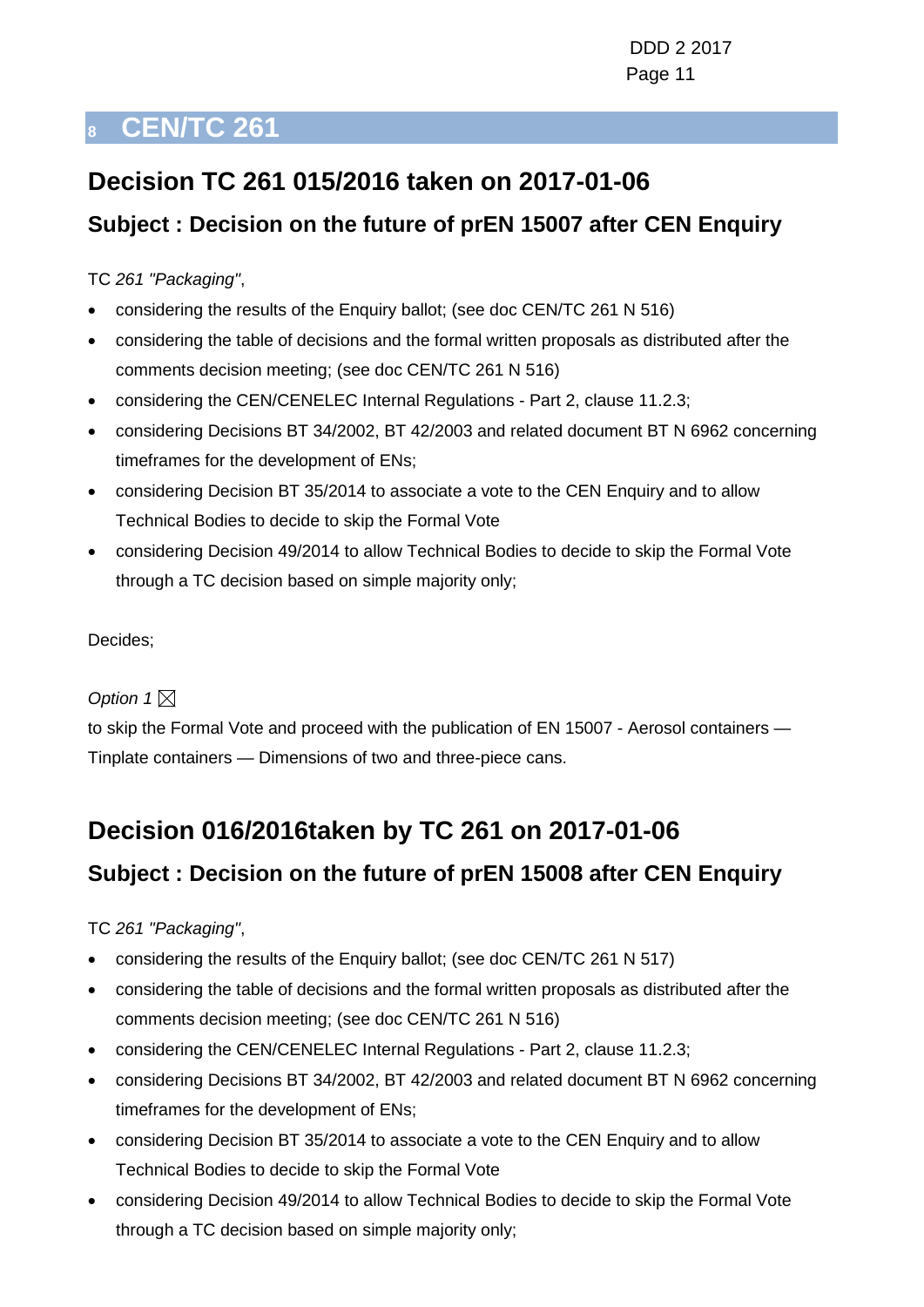# 8 CEN/TC 261

## Decision TC 261 015/2016 taken on 2017-01-06

### Subject : Decision on the future of prEN 15007 after CEN Enquiry

TC *261 "Packaging"*,

- considering the results of the Enquiry ballot; (see doc CEN/TC 261 N 516)
- considering the table of decisions and the formal written proposals as distributed after the comments decision meeting; (see doc CEN/TC 261 N 516)
- considering the CEN/CENELEC Internal Regulations - Part 2, clause 11.2.3;
- considering Decisions BT 34/2002, BT 42/2003 and related document BT N 6962 concerning timeframes for the development of ENs;
- considering Decision BT 35/2014 to associate a vote to the CEN Enquiry and to allow Technical Bodies to decide to skip the Formal Vote
- considering Decision 49/2014 to allow Technical Bodies to decide to skip the Formal Vote through a TC decision based on simple majority only;

Decides;

*Option 1* ☒

to skip the Formal Vote and proceed with the publication of EN 15007 - Aerosol containers — Tinplate containers — Dimensions of two and three-piece cans.

## Decision 016/2016taken by TC 261 on 2017-01-06

### Subject : Decision on the future of prEN 15008 after CEN Enquiry

TC *261 "Packaging"*,

- considering the results of the Enquiry ballot; (see doc CEN/TC 261 N 517)
- considering the table of decisions and the formal written proposals as distributed after the comments decision meeting; (see doc CEN/TC 261 N 516)
- considering the CEN/CENELEC Internal Regulations - Part 2, clause 11.2.3;
- considering Decisions BT 34/2002, BT 42/2003 and related document BT N 6962 concerning timeframes for the development of ENs;
- considering Decision BT 35/2014 to associate a vote to the CEN Enquiry and to allow Technical Bodies to decide to skip the Formal Vote
- considering Decision 49/2014 to allow Technical Bodies to decide to skip the Formal Vote through a TC decision based on simple majority only;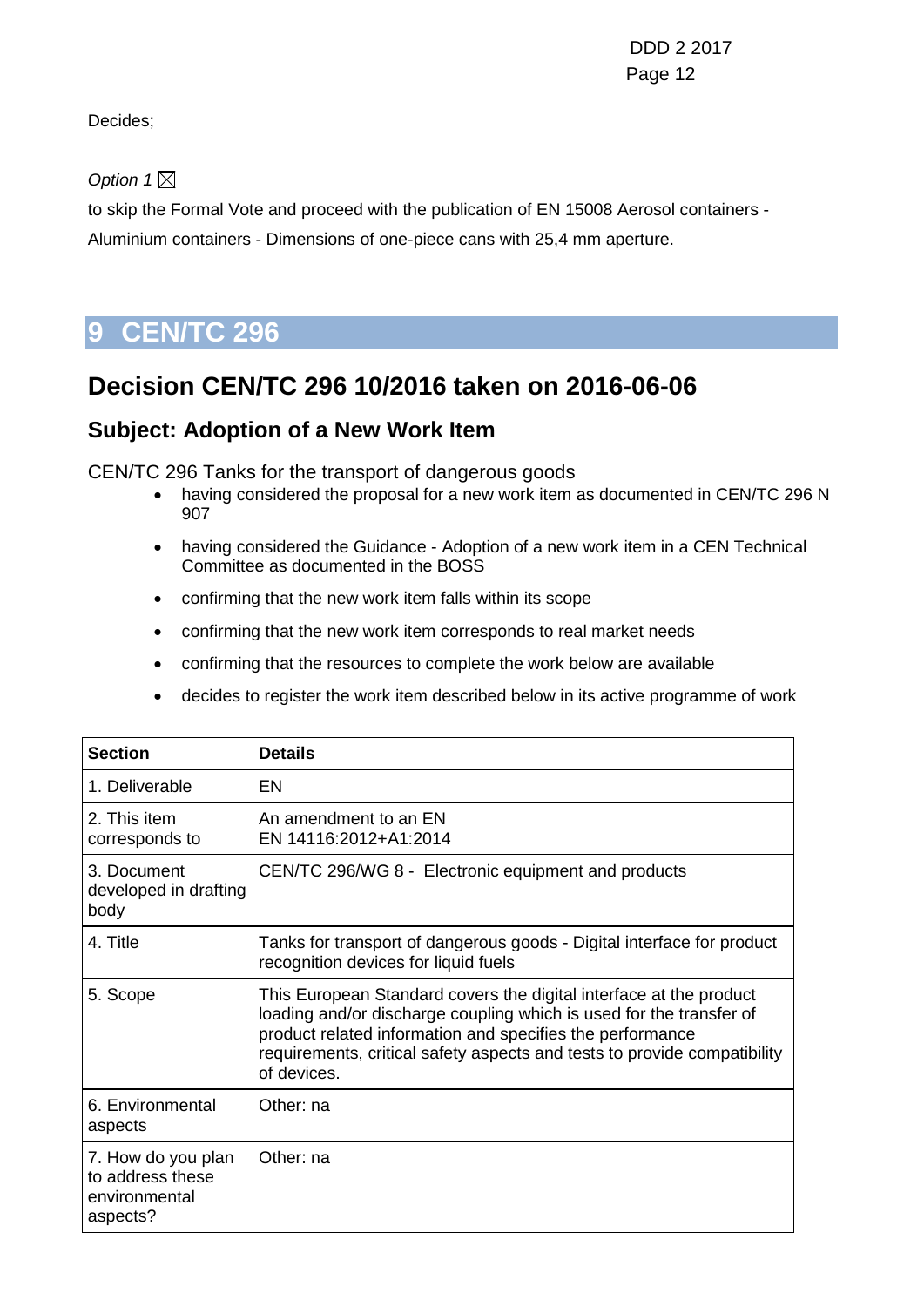Decides;

*Option 1* ☒

to skip the Formal Vote and proceed with the publication of EN 15008 Aerosol containers - Aluminium containers - Dimensions of one-piece cans with 25,4 mm aperture.

# 9 CEN/TC 296

## Decision CEN/TC 296 10/2016 taken on 2016-06-06

### Subject: Adoption of a New Work Item

CEN/TC 296 Tanks for the transport of dangerous goods

- having considered the proposal for a new work item as documented in CEN/TC 296 N 907
- having considered the Guidance - Adoption of a new work item in a CEN Technical Committee as documented in the BOSS
- confirming that the new work item falls within its scope
- confirming that the new work item corresponds to real market needs
- confirming that the resources to complete the work below are available
- decides to register the work item described below in its active programme of work

| **Section** | **Details** |
|---|---|
| 1. Deliverable | EN |
| 2. This item corresponds to | An amendment to an EN<br>EN 14116:2012+A1:2014 |
| 3. Document developed in drafting body | CEN/TC 296/WG 8 - Electronic equipment and products |
| 4. Title | Tanks for transport of dangerous goods - Digital interface for product recognition devices for liquid fuels |
| 5. Scope | This European Standard covers the digital interface at the product loading and/or discharge coupling which is used for the transfer of product related information and specifies the performance requirements, critical safety aspects and tests to provide compatibility of devices. |
| 6. Environmental aspects | Other: na |
| 7. How do you plan to address these environmental aspects? | Other: na |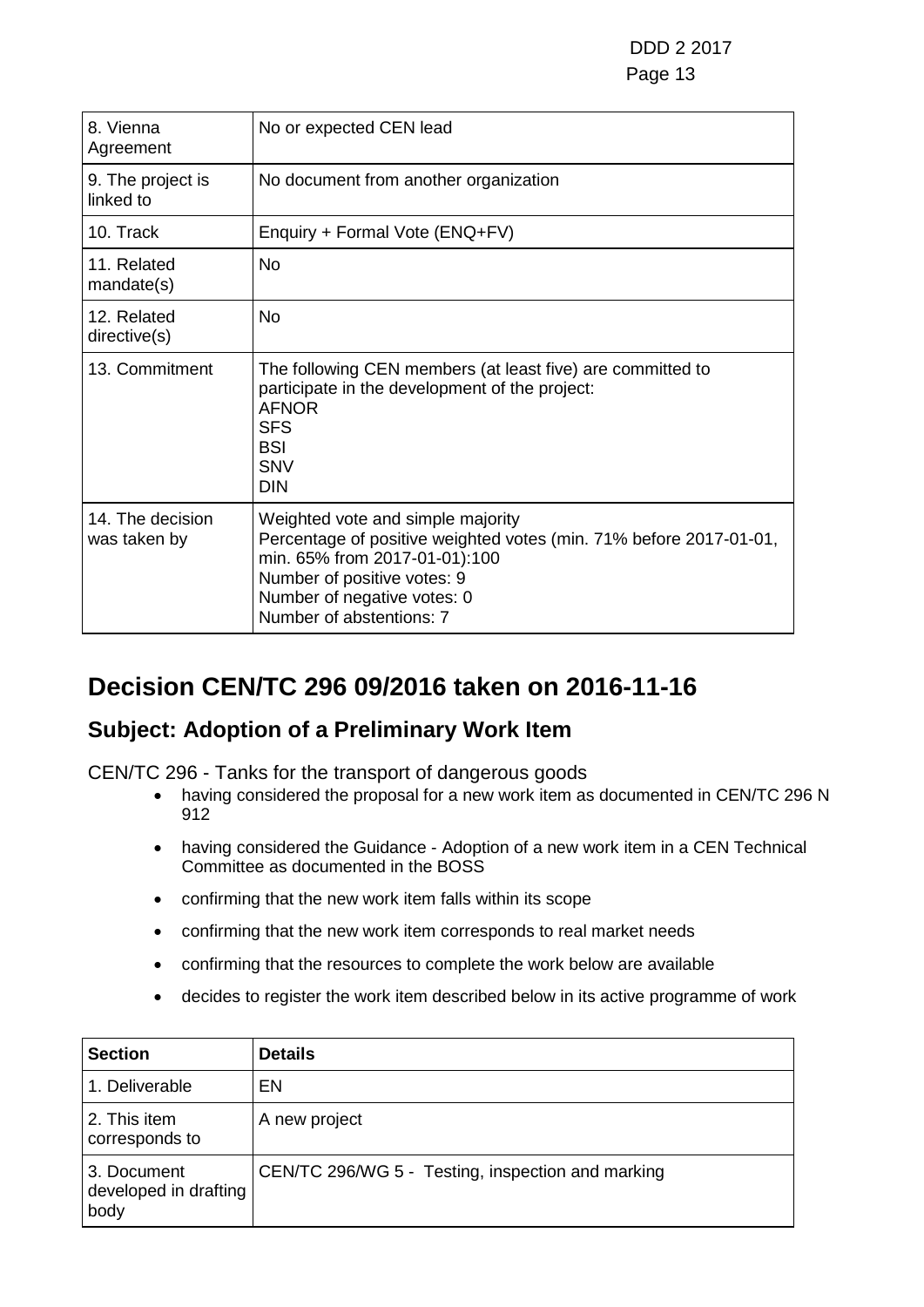| | |
|---|---|
| 8. Vienna Agreement | No or expected CEN lead |
| 9. The project is linked to | No document from another organization |
| 10. Track | Enquiry + Formal Vote (ENQ+FV) |
| 11. Related mandate(s) | No |
| 12. Related directive(s) | No |
| 13. Commitment | The following CEN members (at least five) are committed to participate in the development of the project:<br>AFNOR<br>SFS<br>BSI<br>SNV<br>DIN |
| 14. The decision was taken by | Weighted vote and simple majority<br>Percentage of positive weighted votes (min. 71% before 2017-01-01, min. 65% from 2017-01-01):100<br>Number of positive votes: 9<br>Number of negative votes: 0<br>Number of abstentions: 7 |

# Decision CEN/TC 296 09/2016 taken on 2016-11-16

## Subject: Adoption of a Preliminary Work Item

CEN/TC 296 - Tanks for the transport of dangerous goods

- having considered the proposal for a new work item as documented in CEN/TC 296 N 912
- having considered the Guidance - Adoption of a new work item in a CEN Technical Committee as documented in the BOSS
- confirming that the new work item falls within its scope
- confirming that the new work item corresponds to real market needs
- confirming that the resources to complete the work below are available
- decides to register the work item described below in its active programme of work

| Section | Details |
|---|---|
| 1. Deliverable | EN |
| 2. This item corresponds to | A new project |
| 3. Document developed in drafting body | CEN/TC 296/WG 5 - Testing, inspection and marking |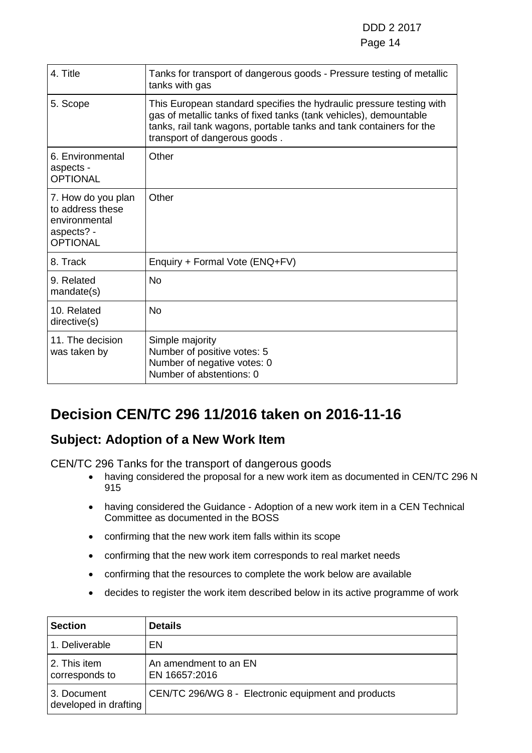| | |
|---|---|
| 4. Title | Tanks for transport of dangerous goods - Pressure testing of metallic tanks with gas |
| 5. Scope | This European standard specifies the hydraulic pressure testing with gas of metallic tanks of fixed tanks (tank vehicles), demountable tanks, rail tank wagons, portable tanks and tank containers for the transport of dangerous goods . |
| 6. Environmental aspects - OPTIONAL | Other |
| 7. How do you plan to address these environmental aspects? - OPTIONAL | Other |
| 8. Track | Enquiry + Formal Vote (ENQ+FV) |
| 9. Related mandate(s) | No |
| 10. Related directive(s) | No |
| 11. The decision was taken by | Simple majority<br>Number of positive votes: 5<br>Number of negative votes: 0<br>Number of abstentions: 0 |

# Decision CEN/TC 296 11/2016 taken on 2016-11-16

## Subject: Adoption of a New Work Item

CEN/TC 296 Tanks for the transport of dangerous goods

- having considered the proposal for a new work item as documented in CEN/TC 296 N 915
- having considered the Guidance - Adoption of a new work item in a CEN Technical Committee as documented in the BOSS
- confirming that the new work item falls within its scope
- confirming that the new work item corresponds to real market needs
- confirming that the resources to complete the work below are available
- decides to register the work item described below in its active programme of work

| Section | Details |
|---|---|
| 1. Deliverable | EN |
| 2. This item corresponds to | An amendment to an EN<br>EN 16657:2016 |
| 3. Document developed in drafting | CEN/TC 296/WG 8 - Electronic equipment and products |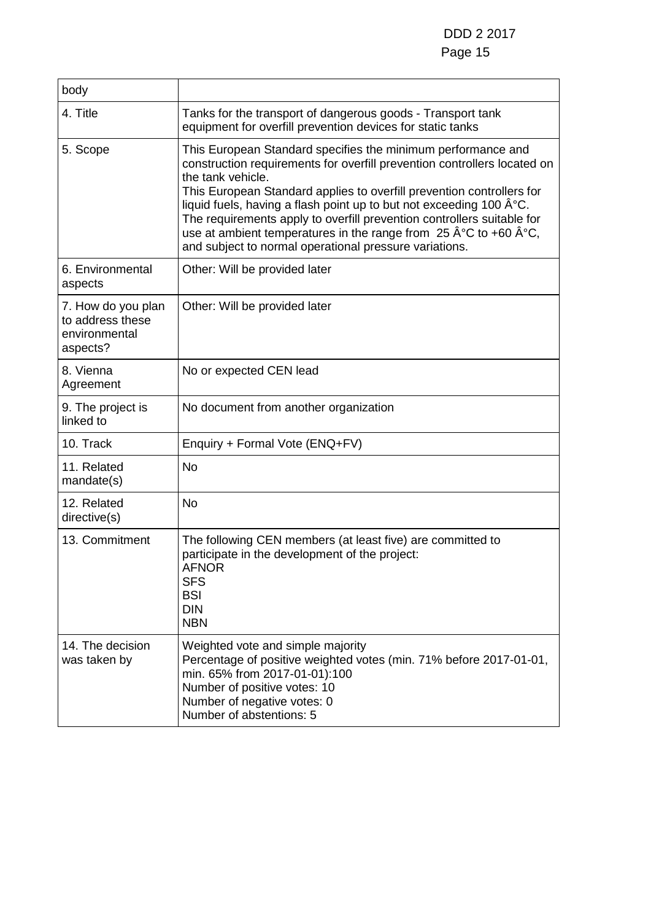| body | |
|---|---|
| 4. Title | Tanks for the transport of dangerous goods - Transport tank equipment for overfill prevention devices for static tanks |
| 5. Scope | This European Standard specifies the minimum performance and construction requirements for overfill prevention controllers located on the tank vehicle.<br>This European Standard applies to overfill prevention controllers for liquid fuels, having a flash point up to but not exceeding 100 Â°C.<br>The requirements apply to overfill prevention controllers suitable for use at ambient temperatures in the range from 25 Â°C to +60 Â°C, and subject to normal operational pressure variations. |
| 6. Environmental aspects | Other: Will be provided later |
| 7. How do you plan to address these environmental aspects? | Other: Will be provided later |
| 8. Vienna Agreement | No or expected CEN lead |
| 9. The project is linked to | No document from another organization |
| 10. Track | Enquiry + Formal Vote (ENQ+FV) |
| 11. Related mandate(s) | No |
| 12. Related directive(s) | No |
| 13. Commitment | The following CEN members (at least five) are committed to participate in the development of the project:<br>AFNOR<br>SFS<br>BSI<br>DIN<br>NBN |
| 14. The decision was taken by | Weighted vote and simple majority<br>Percentage of positive weighted votes (min. 71% before 2017-01-01, min. 65% from 2017-01-01):100<br>Number of positive votes: 10<br>Number of negative votes: 0<br>Number of abstentions: 5 |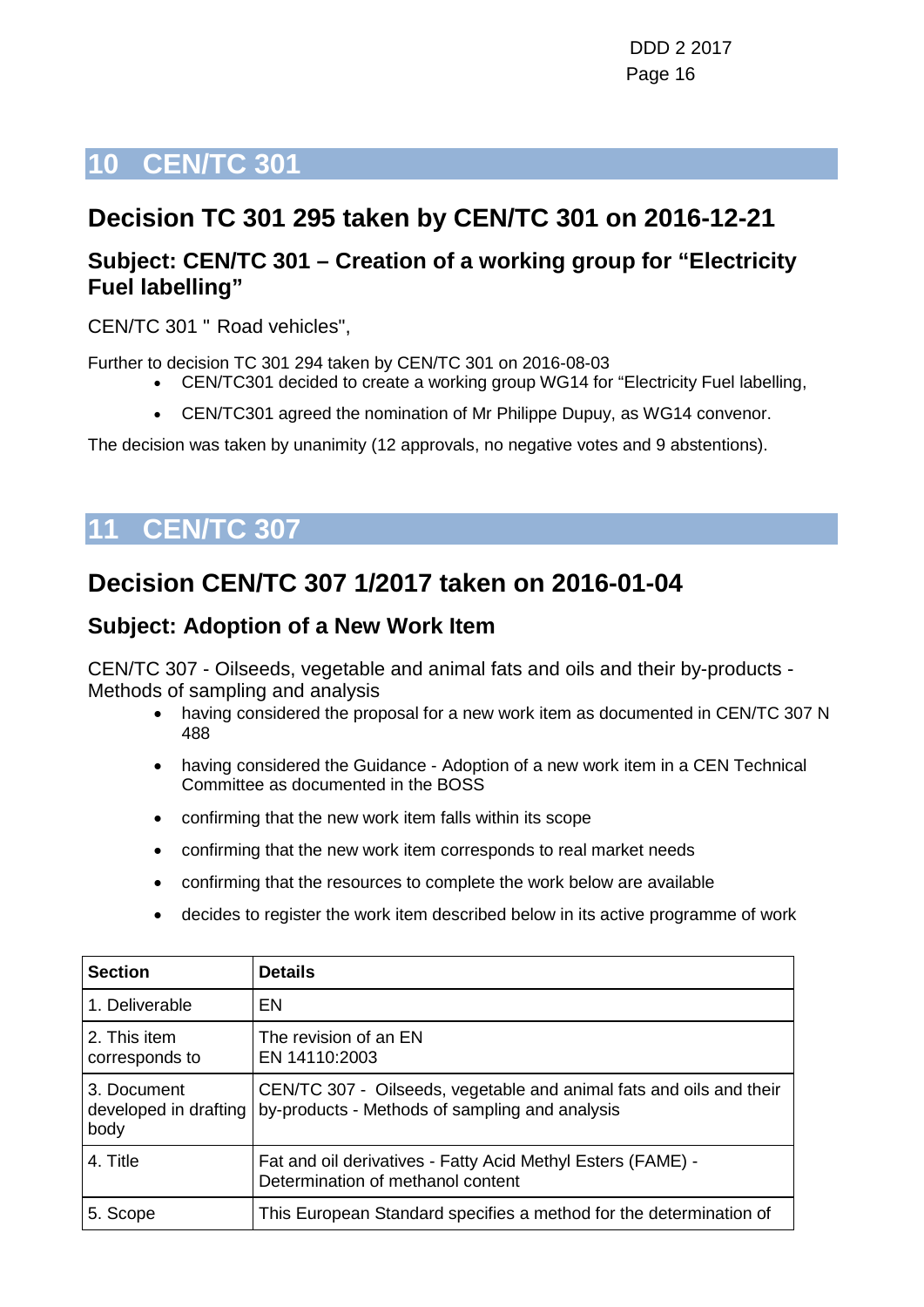# 10 CEN/TC 301

## Decision TC 301 295 taken by CEN/TC 301 on 2016-12-21

### Subject: CEN/TC 301 – Creation of a working group for "Electricity Fuel labelling"

CEN/TC 301 " Road vehicles",

Further to decision TC 301 294 taken by CEN/TC 301 on 2016-08-03

- CEN/TC301 decided to create a working group WG14 for "Electricity Fuel labelling,
- CEN/TC301 agreed the nomination of Mr Philippe Dupuy, as WG14 convenor.

The decision was taken by unanimity (12 approvals, no negative votes and 9 abstentions).

# 11 CEN/TC 307

## Decision CEN/TC 307 1/2017 taken on 2016-01-04

### Subject: Adoption of a New Work Item

CEN/TC 307 - Oilseeds, vegetable and animal fats and oils and their by-products - Methods of sampling and analysis

- having considered the proposal for a new work item as documented in CEN/TC 307 N 488
- having considered the Guidance - Adoption of a new work item in a CEN Technical Committee as documented in the BOSS
- confirming that the new work item falls within its scope
- confirming that the new work item corresponds to real market needs
- confirming that the resources to complete the work below are available
- decides to register the work item described below in its active programme of work

| Section | Details |
|---|---|
| 1. Deliverable | EN |
| 2. This item corresponds to | The revision of an EN<br>EN 14110:2003 |
| 3. Document developed in drafting body | CEN/TC 307 - Oilseeds, vegetable and animal fats and oils and their by-products - Methods of sampling and analysis |
| 4. Title | Fat and oil derivatives - Fatty Acid Methyl Esters (FAME) - Determination of methanol content |
| 5. Scope | This European Standard specifies a method for the determination of |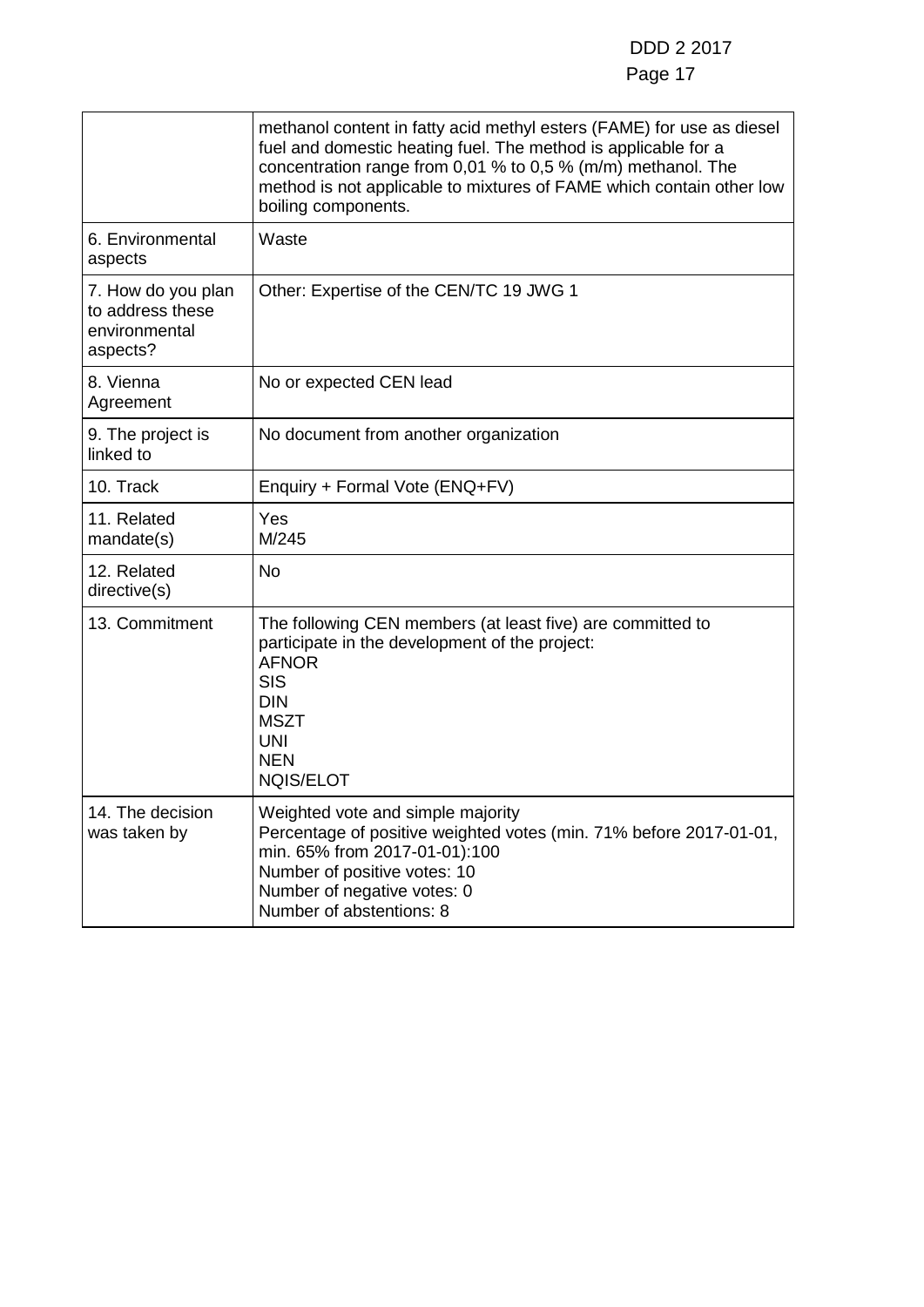| | |
|---|---|
| | methanol content in fatty acid methyl esters (FAME) for use as diesel fuel and domestic heating fuel. The method is applicable for a concentration range from 0,01 % to 0,5 % (m/m) methanol. The method is not applicable to mixtures of FAME which contain other low boiling components. |
| 6. Environmental aspects | Waste |
| 7. How do you plan to address these environmental aspects? | Other: Expertise of the CEN/TC 19 JWG 1 |
| 8. Vienna Agreement | No or expected CEN lead |
| 9. The project is linked to | No document from another organization |
| 10. Track | Enquiry + Formal Vote (ENQ+FV) |
| 11. Related mandate(s) | Yes<br>M/245 |
| 12. Related directive(s) | No |
| 13. Commitment | The following CEN members (at least five) are committed to participate in the development of the project:<br>AFNOR<br>SIS<br>DIN<br>MSZT<br>UNI<br>NEN<br>NQIS/ELOT |
| 14. The decision was taken by | Weighted vote and simple majority<br>Percentage of positive weighted votes (min. 71% before 2017-01-01, min. 65% from 2017-01-01):100<br>Number of positive votes: 10<br>Number of negative votes: 0<br>Number of abstentions: 8 |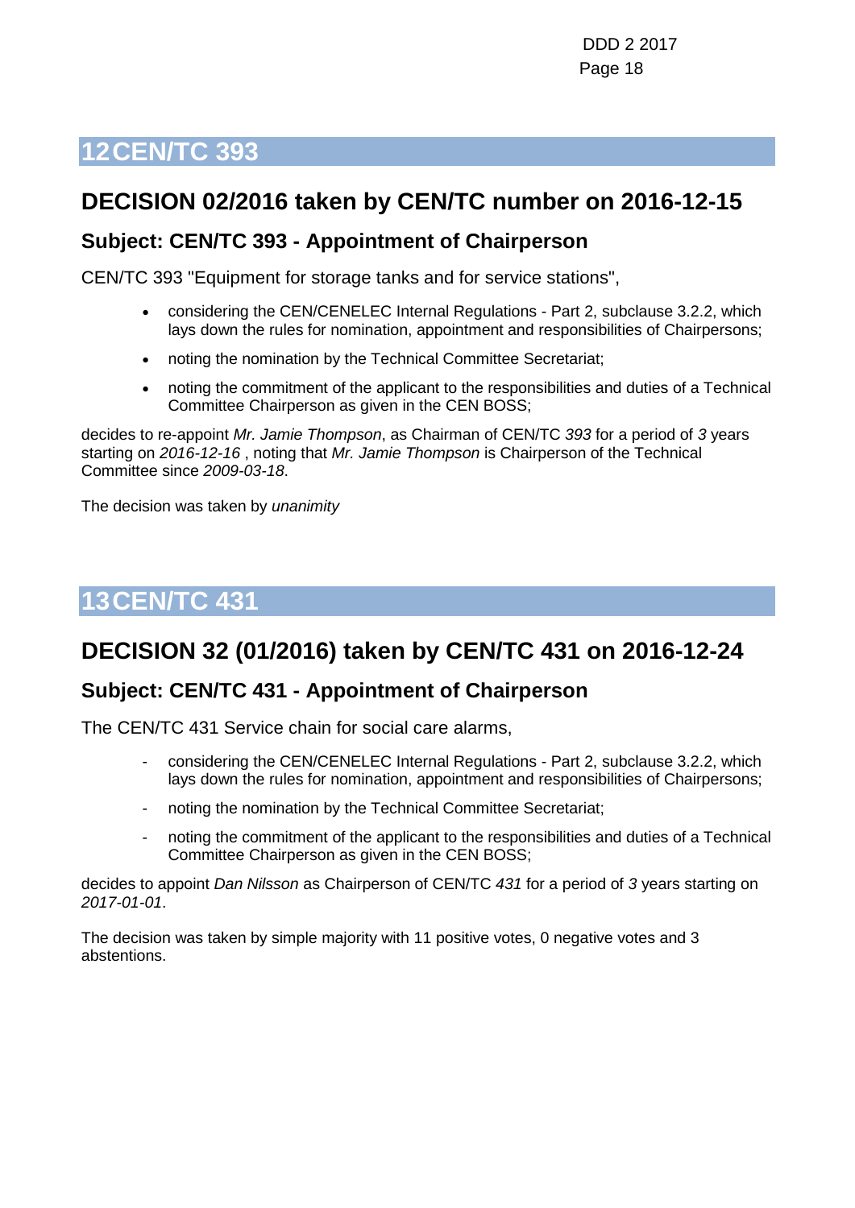# 12 CEN/TC 393

## DECISION 02/2016 taken by CEN/TC number on 2016-12-15

### Subject: CEN/TC 393 - Appointment of Chairperson

CEN/TC 393 "Equipment for storage tanks and for service stations",

- considering the CEN/CENELEC Internal Regulations - Part 2, subclause 3.2.2, which lays down the rules for nomination, appointment and responsibilities of Chairpersons;
- noting the nomination by the Technical Committee Secretariat;
- noting the commitment of the applicant to the responsibilities and duties of a Technical Committee Chairperson as given in the CEN BOSS;

decides to re-appoint *Mr. Jamie Thompson*, as Chairman of CEN/TC *393* for a period of *3* years starting on *2016-12-16* , noting that *Mr. Jamie Thompson* is Chairperson of the Technical Committee since *2009-03-18*.

The decision was taken by *unanimity*

# 13 CEN/TC 431

## DECISION 32 (01/2016) taken by CEN/TC 431 on 2016-12-24

### Subject: CEN/TC 431 - Appointment of Chairperson

The CEN/TC 431 Service chain for social care alarms,

- considering the CEN/CENELEC Internal Regulations - Part 2, subclause 3.2.2, which lays down the rules for nomination, appointment and responsibilities of Chairpersons;
- noting the nomination by the Technical Committee Secretariat;
- noting the commitment of the applicant to the responsibilities and duties of a Technical Committee Chairperson as given in the CEN BOSS;

decides to appoint *Dan Nilsson* as Chairperson of CEN/TC *431* for a period of *3* years starting on *2017-01-01*.

The decision was taken by simple majority with 11 positive votes, 0 negative votes and 3 abstentions.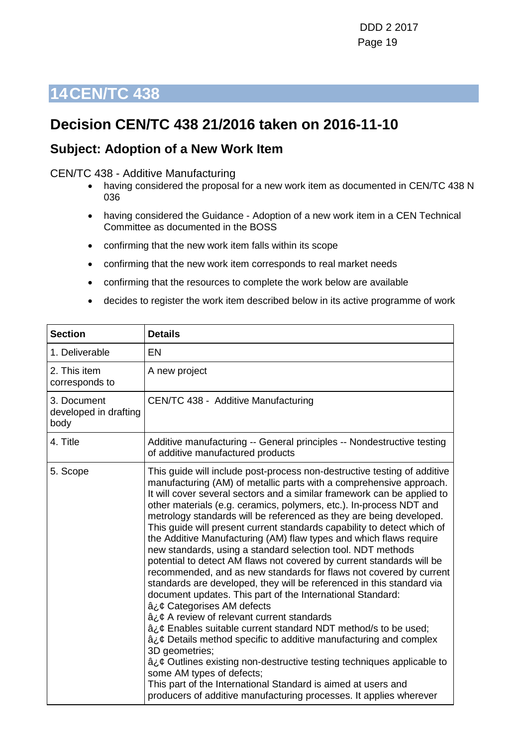# 14 CEN/TC 438

## Decision CEN/TC 438 21/2016 taken on 2016-11-10

### Subject: Adoption of a New Work Item

CEN/TC 438 - Additive Manufacturing

- having considered the proposal for a new work item as documented in CEN/TC 438 N 036
- having considered the Guidance - Adoption of a new work item in a CEN Technical Committee as documented in the BOSS
- confirming that the new work item falls within its scope
- confirming that the new work item corresponds to real market needs
- confirming that the resources to complete the work below are available
- decides to register the work item described below in its active programme of work

| Section | Details |
| --- | --- |
| 1. Deliverable | EN |
| 2. This item corresponds to | A new project |
| 3. Document developed in drafting body | CEN/TC 438 - Additive Manufacturing |
| 4. Title | Additive manufacturing -- General principles -- Nondestructive testing of additive manufactured products |
| 5. Scope | This guide will include post-process non-destructive testing of additive manufacturing (AM) of metallic parts with a comprehensive approach. It will cover several sectors and a similar framework can be applied to other materials (e.g. ceramics, polymers, etc.). In-process NDT and metrology standards will be referenced as they are being developed. This guide will present current standards capability to detect which of the Additive Manufacturing (AM) flaw types and which flaws require new standards, using a standard selection tool. NDT methods potential to detect AM flaws not covered by current standards will be recommended, and as new standards for flaws not covered by current standards are developed, they will be referenced in this standard via document updates. This part of the International Standard:<br>â¿¢ Categorises AM defects<br>â¿¢ A review of relevant current standards<br>â¿¢ Enables suitable current standard NDT method/s to be used;<br>â¿¢ Details method specific to additive manufacturing and complex 3D geometries;<br>â¿¢ Outlines existing non-destructive testing techniques applicable to some AM types of defects;<br>This part of the International Standard is aimed at users and producers of additive manufacturing processes. It applies wherever |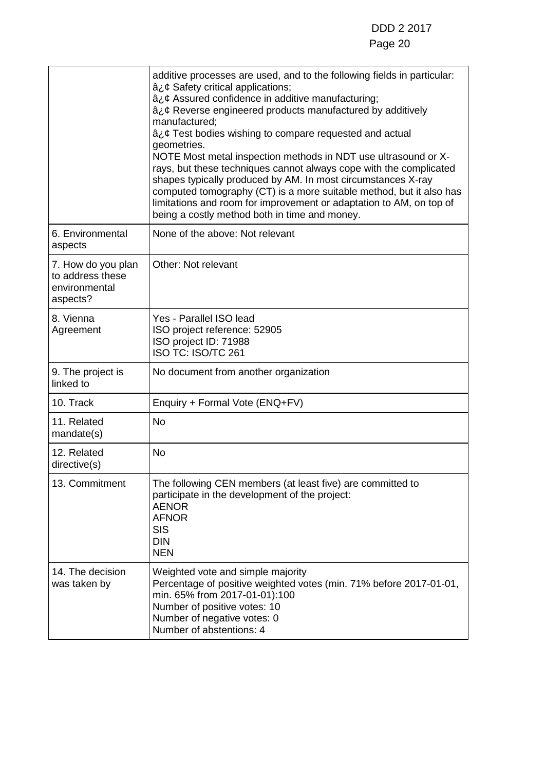| | |
|---|---|
| | additive processes are used, and to the following fields in particular:<br>â¿¢ Safety critical applications;<br>â¿¢ Assured confidence in additive manufacturing;<br>â¿¢ Reverse engineered products manufactured by additively manufactured;<br>â¿¢ Test bodies wishing to compare requested and actual geometries.<br>NOTE Most metal inspection methods in NDT use ultrasound or X-rays, but these techniques cannot always cope with the complicated shapes typically produced by AM. In most circumstances X-ray computed tomography (CT) is a more suitable method, but it also has limitations and room for improvement or adaptation to AM, on top of being a costly method both in time and money. |
| 6. Environmental aspects | None of the above: Not relevant |
| 7. How do you plan to address these environmental aspects? | Other: Not relevant |
| 8. Vienna Agreement | Yes - Parallel ISO lead<br>ISO project reference: 52905<br>ISO project ID: 71988<br>ISO TC: ISO/TC 261 |
| 9. The project is linked to | No document from another organization |
| 10. Track | Enquiry + Formal Vote (ENQ+FV) |
| 11. Related mandate(s) | No |
| 12. Related directive(s) | No |
| 13. Commitment | The following CEN members (at least five) are committed to participate in the development of the project:<br>AENOR<br>AFNOR<br>SIS<br>DIN<br>NEN |
| 14. The decision was taken by | Weighted vote and simple majority<br>Percentage of positive weighted votes (min. 71% before 2017-01-01, min. 65% from 2017-01-01):100<br>Number of positive votes: 10<br>Number of negative votes: 0<br>Number of abstentions: 4 |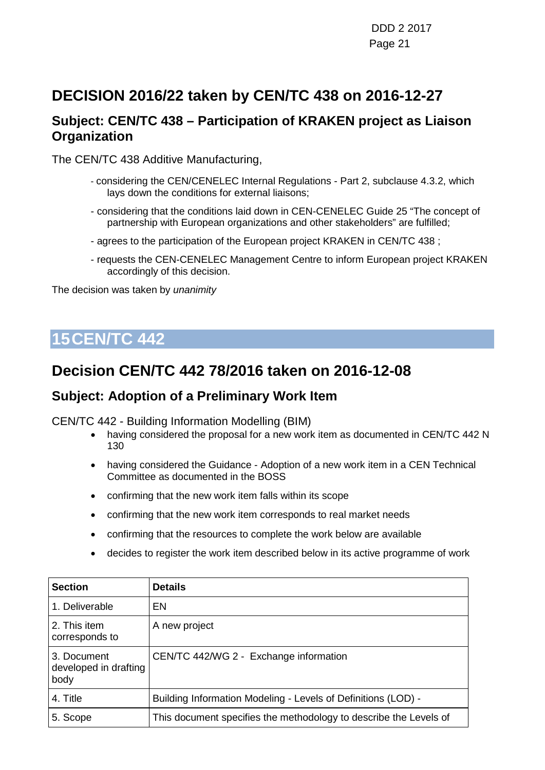## DECISION 2016/22 taken by CEN/TC 438 on 2016-12-27

### Subject: CEN/TC 438 – Participation of KRAKEN project as Liaison Organization

The CEN/TC 438 Additive Manufacturing,

- considering the CEN/CENELEC Internal Regulations - Part 2, subclause 4.3.2, which lays down the conditions for external liaisons;
- considering that the conditions laid down in CEN-CENELEC Guide 25 "The concept of partnership with European organizations and other stakeholders" are fulfilled;
- agrees to the participation of the European project KRAKEN in CEN/TC 438 ;
- requests the CEN-CENELEC Management Centre to inform European project KRAKEN accordingly of this decision.

The decision was taken by *unanimity*

# 15 CEN/TC 442

## Decision CEN/TC 442 78/2016 taken on 2016-12-08

### Subject: Adoption of a Preliminary Work Item

CEN/TC 442 - Building Information Modelling (BIM)

- having considered the proposal for a new work item as documented in CEN/TC 442 N 130
- having considered the Guidance - Adoption of a new work item in a CEN Technical Committee as documented in the BOSS
- confirming that the new work item falls within its scope
- confirming that the new work item corresponds to real market needs
- confirming that the resources to complete the work below are available
- decides to register the work item described below in its active programme of work

| Section | Details |
|---|---|
| 1. Deliverable | EN |
| 2. This item corresponds to | A new project |
| 3. Document developed in drafting body | CEN/TC 442/WG 2 - Exchange information |
| 4. Title | Building Information Modeling - Levels of Definitions (LOD) - |
| 5. Scope | This document specifies the methodology to describe the Levels of |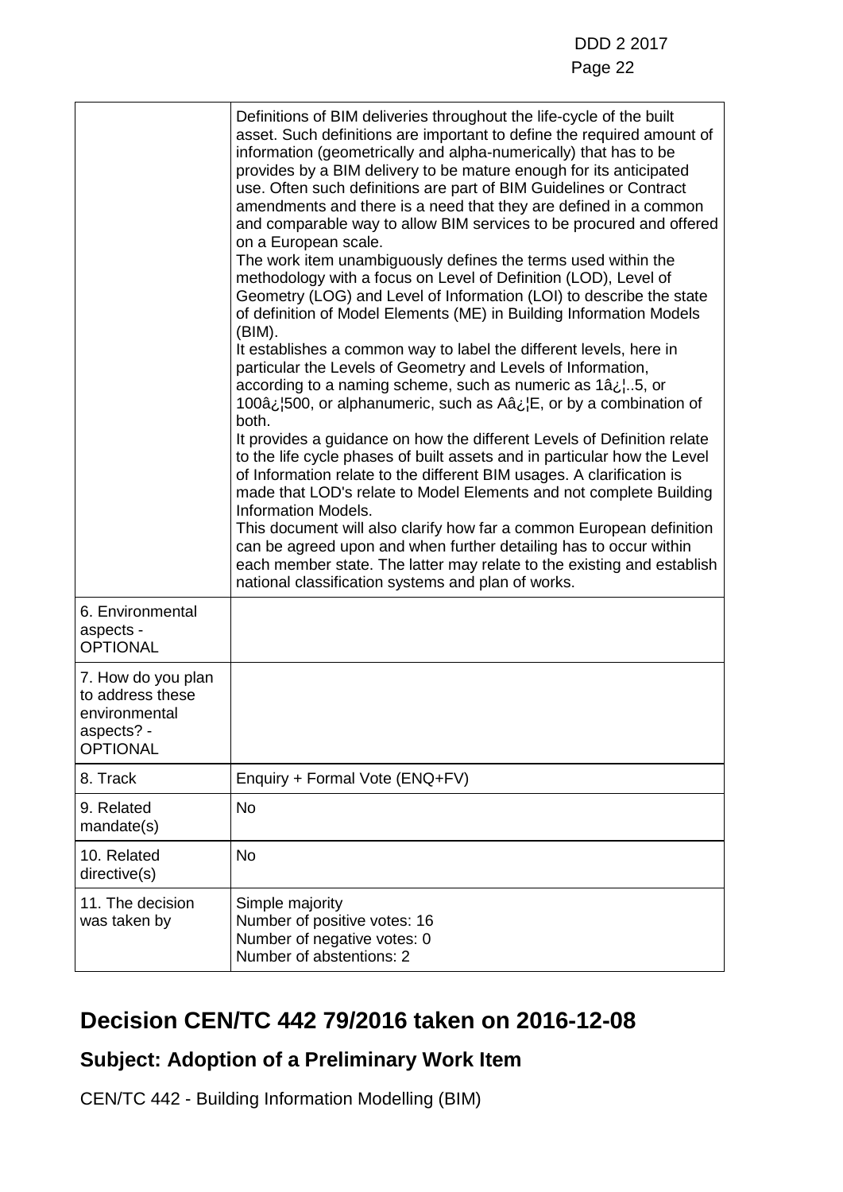| | |
|---|---|
| | Definitions of BIM deliveries throughout the life-cycle of the built asset. Such definitions are important to define the required amount of information (geometrically and alpha-numerically) that has to be provides by a BIM delivery to be mature enough for its anticipated use. Often such definitions are part of BIM Guidelines or Contract amendments and there is a need that they are defined in a common and comparable way to allow BIM services to be procured and offered on a European scale.<br>The work item unambiguously defines the terms used within the methodology with a focus on Level of Definition (LOD), Level of Geometry (LOG) and Level of Information (LOI) to describe the state of definition of Model Elements (ME) in Building Information Models (BIM).<br>It establishes a common way to label the different levels, here in particular the Levels of Geometry and Levels of Information, according to a naming scheme, such as numeric as 1â¿¦..5, or 100â¿¦500, or alphanumeric, such as Aâ¿¦E, or by a combination of both.<br>It provides a guidance on how the different Levels of Definition relate to the life cycle phases of built assets and in particular how the Level of Information relate to the different BIM usages. A clarification is made that LOD's relate to Model Elements and not complete Building Information Models.<br>This document will also clarify how far a common European definition can be agreed upon and when further detailing has to occur within each member state. The latter may relate to the existing and establish national classification systems and plan of works. |
| 6. Environmental aspects - OPTIONAL | |
| 7. How do you plan to address these environmental aspects? - OPTIONAL | |
| 8. Track | Enquiry + Formal Vote (ENQ+FV) |
| 9. Related mandate(s) | No |
| 10. Related directive(s) | No |
| 11. The decision was taken by | Simple majority<br>Number of positive votes: 16<br>Number of negative votes: 0<br>Number of abstentions: 2 |

# Decision CEN/TC 442 79/2016 taken on 2016-12-08

## Subject: Adoption of a Preliminary Work Item

CEN/TC 442 - Building Information Modelling (BIM)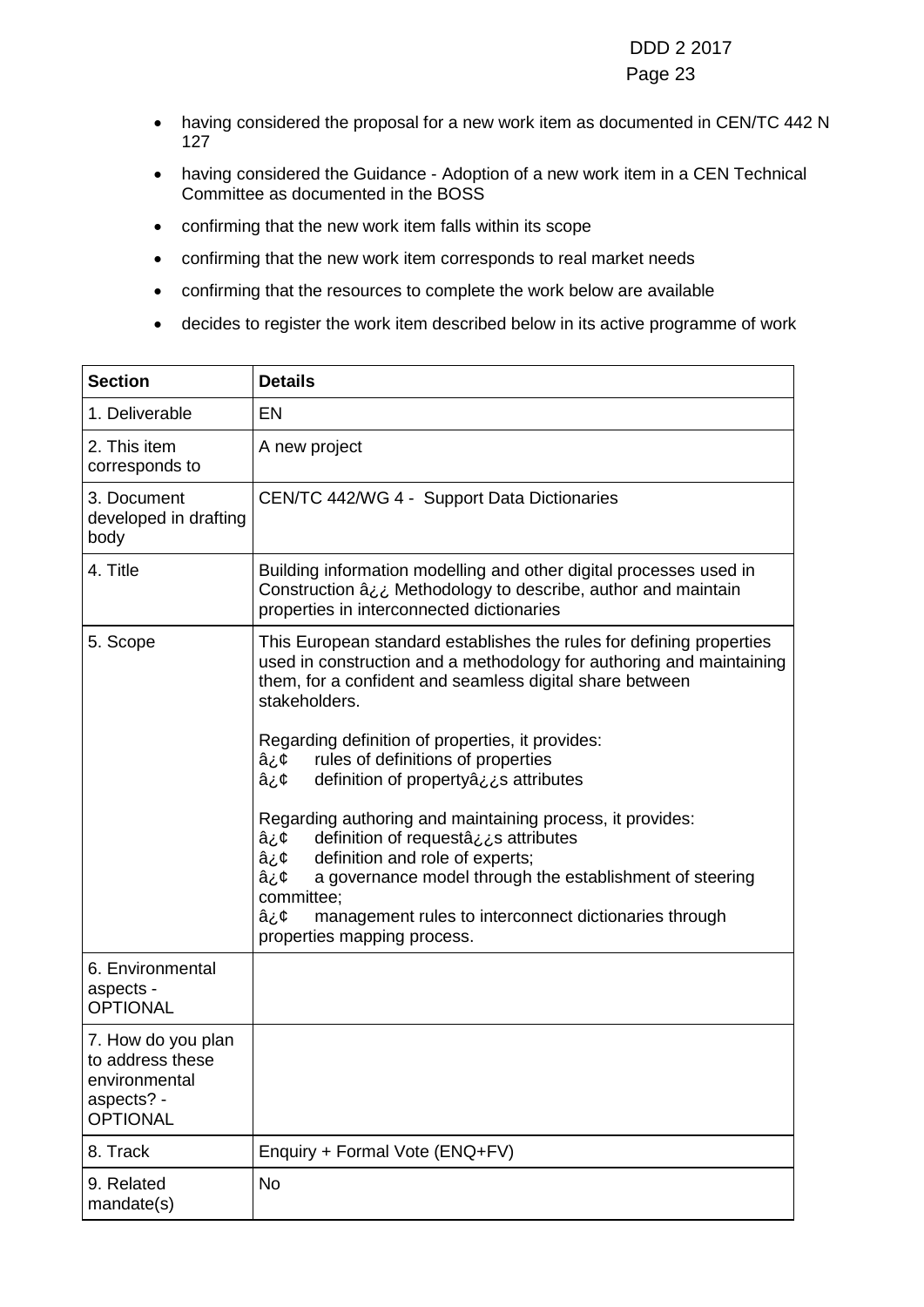- having considered the proposal for a new work item as documented in CEN/TC 442 N 127
- having considered the Guidance - Adoption of a new work item in a CEN Technical Committee as documented in the BOSS
- confirming that the new work item falls within its scope
- confirming that the new work item corresponds to real market needs
- confirming that the resources to complete the work below are available
- decides to register the work item described below in its active programme of work

| **Section** | **Details** |
|---|---|
| 1. Deliverable | EN |
| 2. This item corresponds to | A new project |
| 3. Document developed in drafting body | CEN/TC 442/WG 4 - Support Data Dictionaries |
| 4. Title | Building information modelling and other digital processes used in Construction â¿¿ Methodology to describe, author and maintain properties in interconnected dictionaries |
| 5. Scope | This European standard establishes the rules for defining properties used in construction and a methodology for authoring and maintaining them, for a confident and seamless digital share between stakeholders.<br><br>Regarding definition of properties, it provides:<br>â¿¢ rules of definitions of properties<br>â¿¢ definition of propertyâ¿¿s attributes<br><br>Regarding authoring and maintaining process, it provides:<br>â¿¢ definition of requestâ¿¿s attributes<br>â¿¢ definition and role of experts;<br>â¿¢ a governance model through the establishment of steering committee;<br>â¿¢ management rules to interconnect dictionaries through properties mapping process. |
| 6. Environmental aspects - OPTIONAL | |
| 7. How do you plan to address these environmental aspects? - OPTIONAL | |
| 8. Track | Enquiry + Formal Vote (ENQ+FV) |
| 9. Related mandate(s) | No |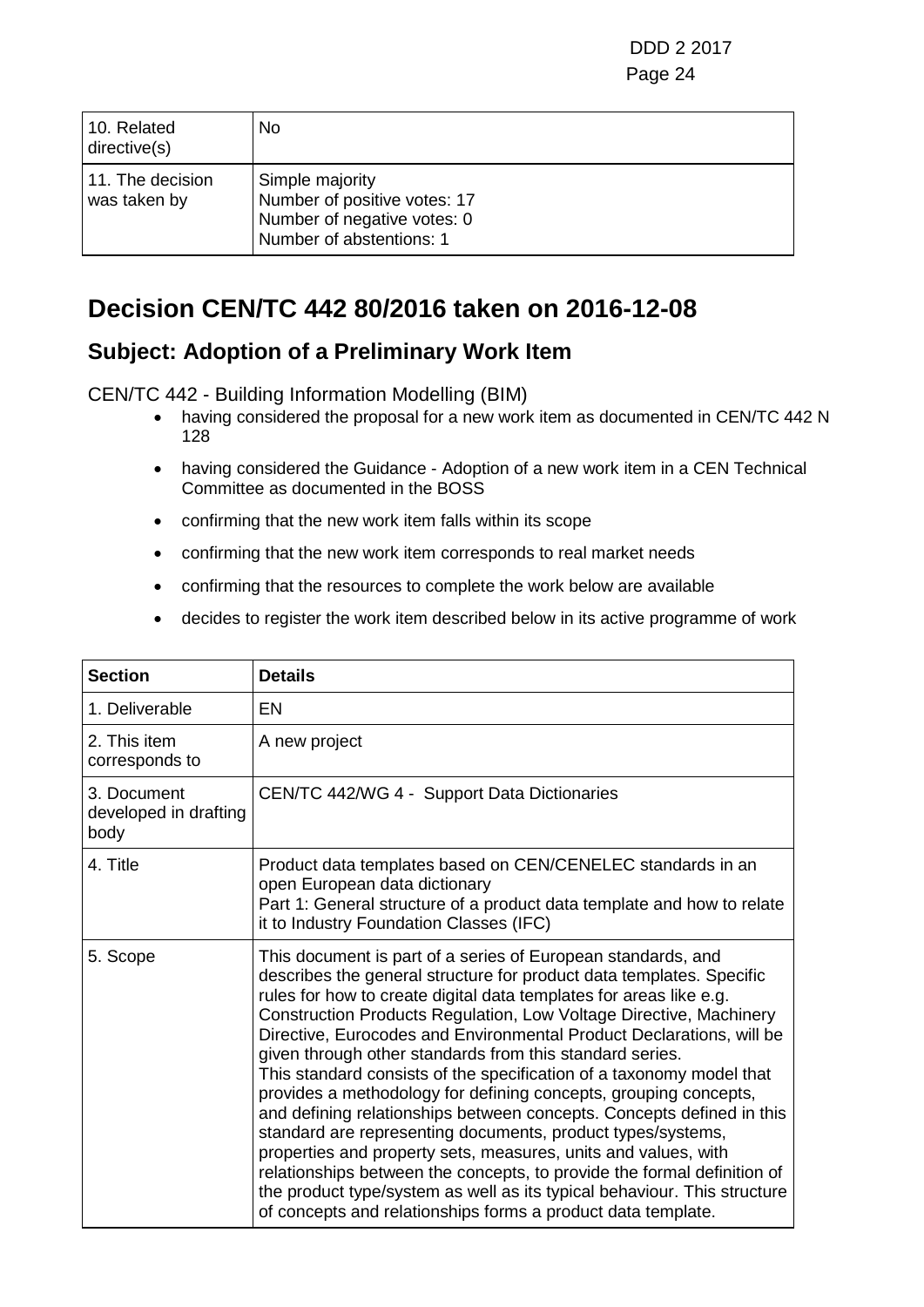| 10. Related directive(s) | No |
|---|---|
| 11. The decision was taken by | Simple majority<br>Number of positive votes: 17<br>Number of negative votes: 0<br>Number of abstentions: 1 |

# Decision CEN/TC 442 80/2016 taken on 2016-12-08

## Subject: Adoption of a Preliminary Work Item

CEN/TC 442 - Building Information Modelling (BIM)

- having considered the proposal for a new work item as documented in CEN/TC 442 N 128
- having considered the Guidance - Adoption of a new work item in a CEN Technical Committee as documented in the BOSS
- confirming that the new work item falls within its scope
- confirming that the new work item corresponds to real market needs
- confirming that the resources to complete the work below are available
- decides to register the work item described below in its active programme of work

| Section | Details |
|---|---|
| 1. Deliverable | EN |
| 2. This item corresponds to | A new project |
| 3. Document developed in drafting body | CEN/TC 442/WG 4 - Support Data Dictionaries |
| 4. Title | Product data templates based on CEN/CENELEC standards in an open European data dictionary<br>Part 1: General structure of a product data template and how to relate it to Industry Foundation Classes (IFC) |
| 5. Scope | This document is part of a series of European standards, and describes the general structure for product data templates. Specific rules for how to create digital data templates for areas like e.g. Construction Products Regulation, Low Voltage Directive, Machinery Directive, Eurocodes and Environmental Product Declarations, will be given through other standards from this standard series.<br>This standard consists of the specification of a taxonomy model that provides a methodology for defining concepts, grouping concepts, and defining relationships between concepts. Concepts defined in this standard are representing documents, product types/systems, properties and property sets, measures, units and values, with relationships between the concepts, to provide the formal definition of the product type/system as well as its typical behaviour. This structure of concepts and relationships forms a product data template. |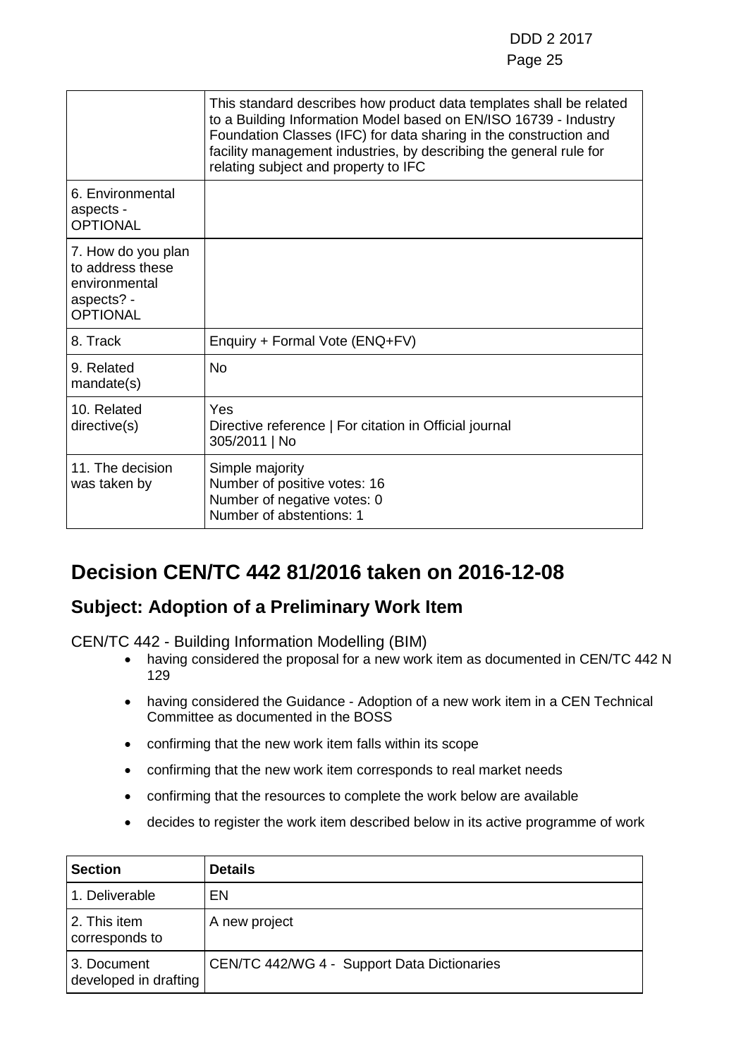| | |
|---|---|
| | This standard describes how product data templates shall be related to a Building Information Model based on EN/ISO 16739 - Industry Foundation Classes (IFC) for data sharing in the construction and facility management industries, by describing the general rule for relating subject and property to IFC |
| 6. Environmental aspects - OPTIONAL | |
| 7. How do you plan to address these environmental aspects? - OPTIONAL | |
| 8. Track | Enquiry + Formal Vote (ENQ+FV) |
| 9. Related mandate(s) | No |
| 10. Related directive(s) | Yes<br>Directive reference \| For citation in Official journal<br>305/2011 \| No |
| 11. The decision was taken by | Simple majority<br>Number of positive votes: 16<br>Number of negative votes: 0<br>Number of abstentions: 1 |

# Decision CEN/TC 442 81/2016 taken on 2016-12-08

## Subject: Adoption of a Preliminary Work Item

CEN/TC 442 - Building Information Modelling (BIM)

- having considered the proposal for a new work item as documented in CEN/TC 442 N 129
- having considered the Guidance - Adoption of a new work item in a CEN Technical Committee as documented in the BOSS
- confirming that the new work item falls within its scope
- confirming that the new work item corresponds to real market needs
- confirming that the resources to complete the work below are available
- decides to register the work item described below in its active programme of work

| Section | Details |
|---|---|
| 1. Deliverable | EN |
| 2. This item corresponds to | A new project |
| 3. Document developed in drafting | CEN/TC 442/WG 4 - Support Data Dictionaries |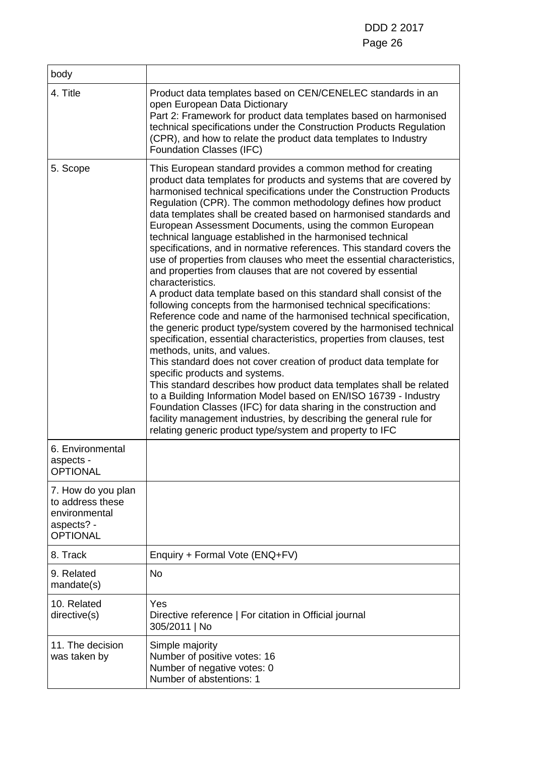| body | |
|---|---|
| 4. Title | Product data templates based on CEN/CENELEC standards in an open European Data Dictionary<br>Part 2: Framework for product data templates based on harmonised technical specifications under the Construction Products Regulation (CPR), and how to relate the product data templates to Industry Foundation Classes (IFC) |
| 5. Scope | This European standard provides a common method for creating product data templates for products and systems that are covered by harmonised technical specifications under the Construction Products Regulation (CPR). The common methodology defines how product data templates shall be created based on harmonised standards and European Assessment Documents, using the common European technical language established in the harmonised technical specifications, and in normative references. This standard covers the use of properties from clauses who meet the essential characteristics, and properties from clauses that are not covered by essential characteristics.<br>A product data template based on this standard shall consist of the following concepts from the harmonised technical specifications: Reference code and name of the harmonised technical specification, the generic product type/system covered by the harmonised technical specification, essential characteristics, properties from clauses, test methods, units, and values.<br>This standard does not cover creation of product data template for specific products and systems.<br>This standard describes how product data templates shall be related to a Building Information Model based on EN/ISO 16739 - Industry Foundation Classes (IFC) for data sharing in the construction and facility management industries, by describing the general rule for relating generic product type/system and property to IFC |
| 6. Environmental aspects - OPTIONAL | |
| 7. How do you plan to address these environmental aspects? - OPTIONAL | |
| 8. Track | Enquiry + Formal Vote (ENQ+FV) |
| 9. Related mandate(s) | No |
| 10. Related directive(s) | Yes<br>Directive reference \| For citation in Official journal<br>305/2011 \| No |
| 11. The decision was taken by | Simple majority<br>Number of positive votes: 16<br>Number of negative votes: 0<br>Number of abstentions: 1 |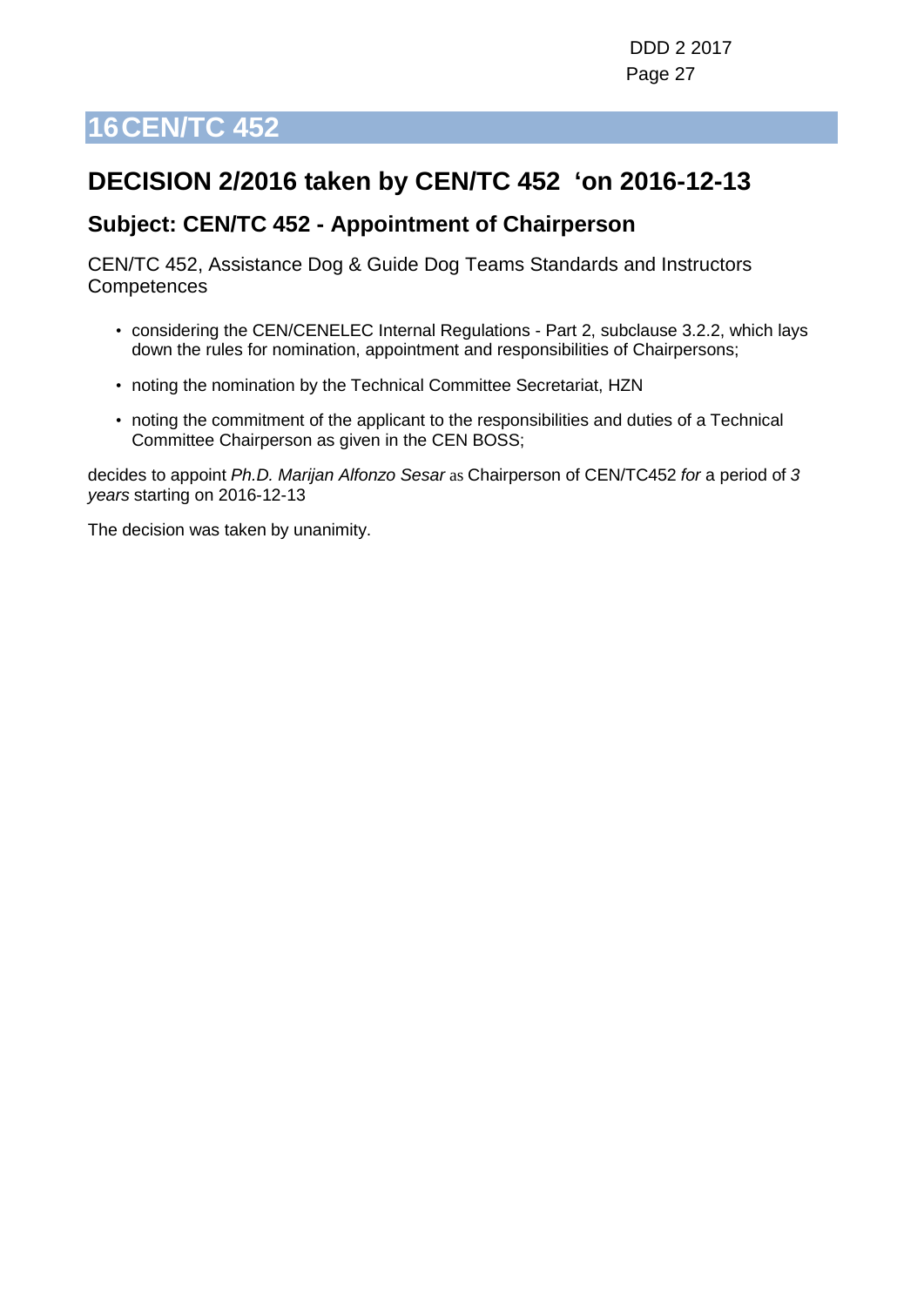# 16 CEN/TC 452

## DECISION 2/2016 taken by CEN/TC 452 'on 2016-12-13

### Subject: CEN/TC 452 - Appointment of Chairperson

CEN/TC 452, Assistance Dog & Guide Dog Teams Standards and Instructors Competences

- considering the CEN/CENELEC Internal Regulations - Part 2, subclause 3.2.2, which lays down the rules for nomination, appointment and responsibilities of Chairpersons;
- noting the nomination by the Technical Committee Secretariat, HZN
- noting the commitment of the applicant to the responsibilities and duties of a Technical Committee Chairperson as given in the CEN BOSS;

decides to appoint *Ph.D. Marijan Alfonzo Sesar* as Chairperson of CEN/TC452 *for* a period of *3 years* starting on 2016-12-13

The decision was taken by unanimity.